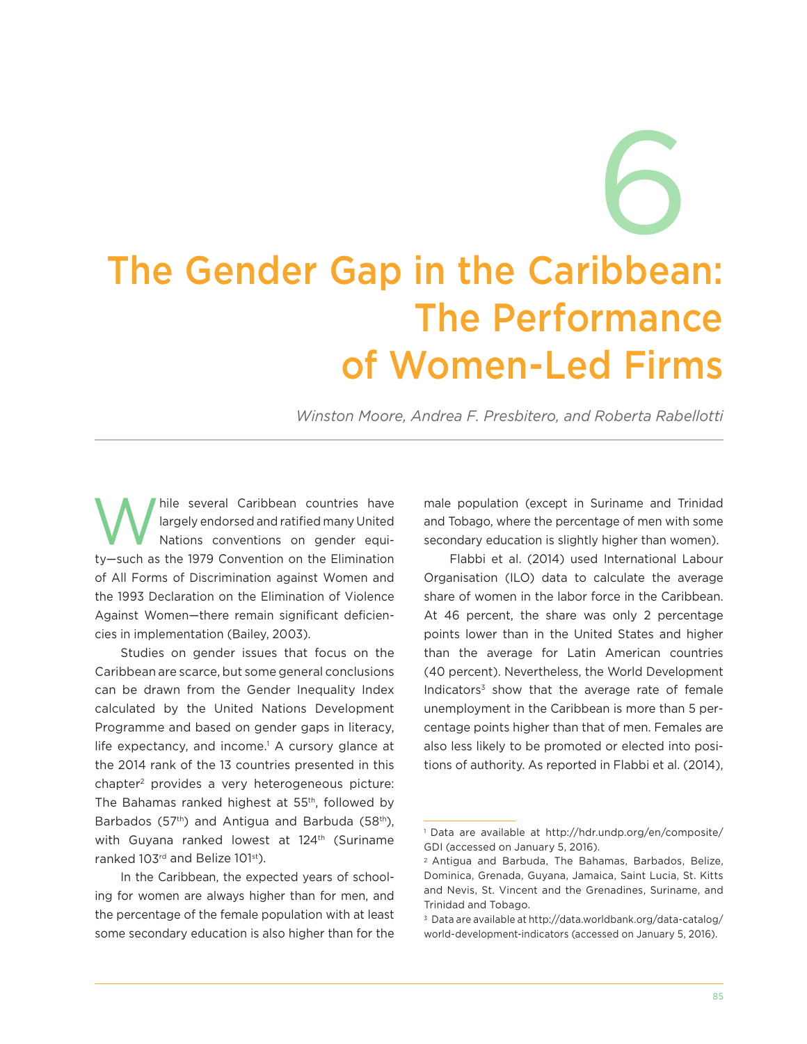# 6

# The Gender Gap in the Caribbean: The Performance of Women-Led Firms

*Winston Moore, Andrea F. Presbitero, and Roberta Rabellotti*

While several Caribbean countries have largely endorsed and ratified many United Nations conventions on gender equity—such as the 1979 Convention on the Elimination of All Forms of Discrimination against Women and the 1993 Declaration on the Elimination of Violence Against Women—there remain significant deficiencies in implementation (Bailey, 2003).

Studies on gender issues that focus on the Caribbean are scarce, but some general conclusions can be drawn from the Gender Inequality Index calculated by the United Nations Development Programme and based on gender gaps in literacy, life expectancy, and income.[1] A cursory glance at the 2014 rank of the 13 countries presented in this chapter[2] provides a very heterogeneous picture: The Bahamas ranked highest at 55th, followed by Barbados (57th) and Antigua and Barbuda (58th), with Guyana ranked lowest at 124th (Suriname ranked 103rd and Belize 101st).

In the Caribbean, the expected years of schooling for women are always higher than for men, and the percentage of the female population with at least some secondary education is also higher than for the male population (except in Suriname and Trinidad and Tobago, where the percentage of men with some secondary education is slightly higher than women).

Flabbi et al. (2014) used International Labour Organisation (ILO) data to calculate the average share of women in the labor force in the Caribbean. At 46 percent, the share was only 2 percentage points lower than in the United States and higher than the average for Latin American countries (40 percent). Nevertheless, the World Development Indicators[3] show that the average rate of female unemployment in the Caribbean is more than 5 percentage points higher than that of men. Females are also less likely to be promoted or elected into positions of authority. As reported in Flabbi et al. (2014),

[1] Data are available at http://hdr.undp.org/en/composite/GDI (accessed on January 5, 2016).

[2] Antigua and Barbuda, The Bahamas, Barbados, Belize, Dominica, Grenada, Guyana, Jamaica, Saint Lucia, St. Kitts and Nevis, St. Vincent and the Grenadines, Suriname, and Trinidad and Tobago.

[3] Data are available at http://data.worldbank.org/data-catalog/world-development-indicators (accessed on January 5, 2016).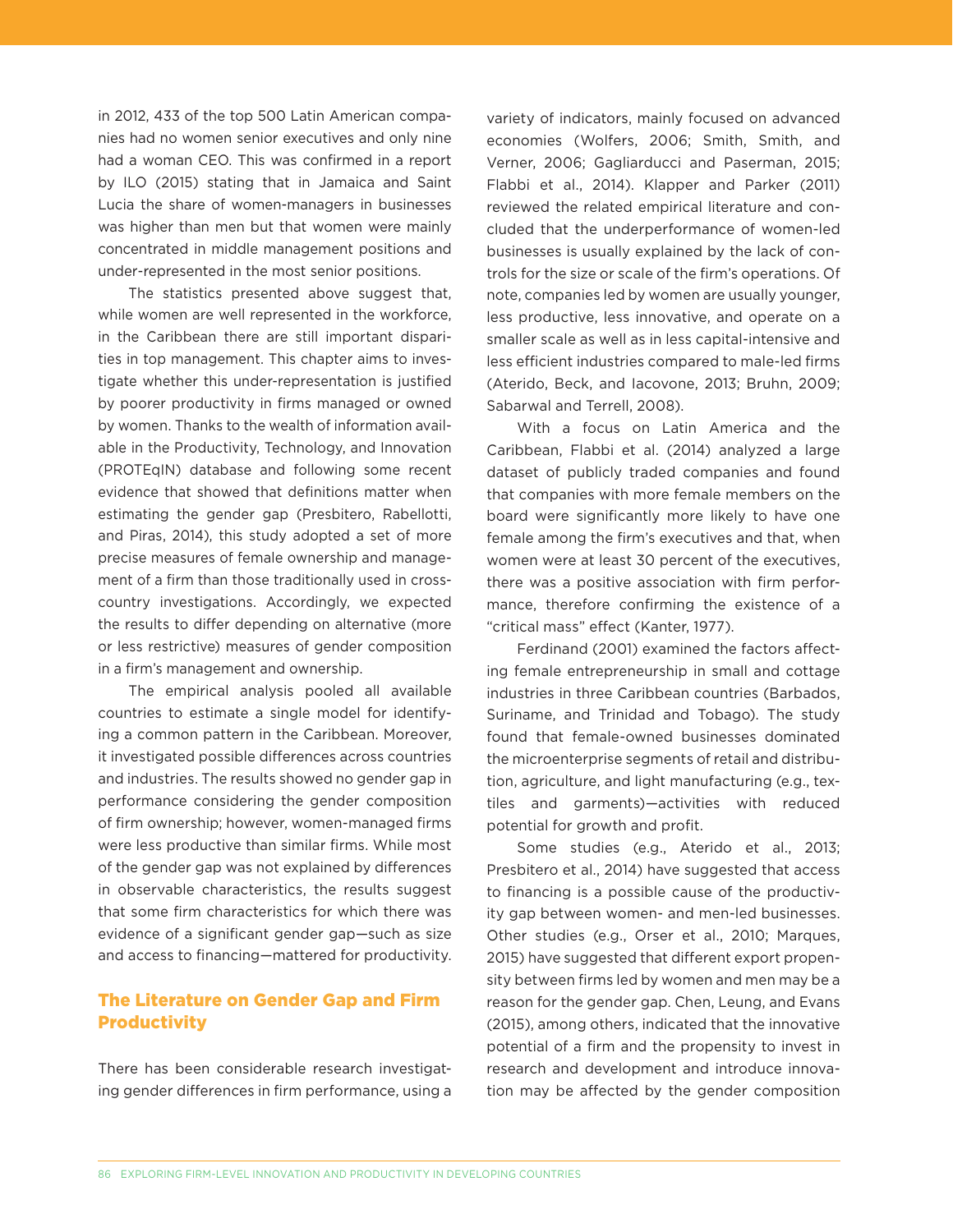in 2012, 433 of the top 500 Latin American companies had no women senior executives and only nine had a woman CEO. This was confirmed in a report by ILO (2015) stating that in Jamaica and Saint Lucia the share of women-managers in businesses was higher than men but that women were mainly concentrated in middle management positions and under-represented in the most senior positions.

The statistics presented above suggest that, while women are well represented in the workforce, in the Caribbean there are still important disparities in top management. This chapter aims to investigate whether this under-representation is justified by poorer productivity in firms managed or owned by women. Thanks to the wealth of information available in the Productivity, Technology, and Innovation (PROTEqIN) database and following some recent evidence that showed that definitions matter when estimating the gender gap (Presbitero, Rabellotti, and Piras, 2014), this study adopted a set of more precise measures of female ownership and management of a firm than those traditionally used in cross-country investigations. Accordingly, we expected the results to differ depending on alternative (more or less restrictive) measures of gender composition in a firm's management and ownership.

The empirical analysis pooled all available countries to estimate a single model for identifying a common pattern in the Caribbean. Moreover, it investigated possible differences across countries and industries. The results showed no gender gap in performance considering the gender composition of firm ownership; however, women-managed firms were less productive than similar firms. While most of the gender gap was not explained by differences in observable characteristics, the results suggest that some firm characteristics for which there was evidence of a significant gender gap—such as size and access to financing—mattered for productivity.

## The Literature on Gender Gap and Firm Productivity

There has been considerable research investigating gender differences in firm performance, using a variety of indicators, mainly focused on advanced economies (Wolfers, 2006; Smith, Smith, and Verner, 2006; Gagliarducci and Paserman, 2015; Flabbi et al., 2014). Klapper and Parker (2011) reviewed the related empirical literature and concluded that the underperformance of women-led businesses is usually explained by the lack of controls for the size or scale of the firm's operations. Of note, companies led by women are usually younger, less productive, less innovative, and operate on a smaller scale as well as in less capital-intensive and less efficient industries compared to male-led firms (Aterido, Beck, and Iacovone, 2013; Bruhn, 2009; Sabarwal and Terrell, 2008).

With a focus on Latin America and the Caribbean, Flabbi et al. (2014) analyzed a large dataset of publicly traded companies and found that companies with more female members on the board were significantly more likely to have one female among the firm's executives and that, when women were at least 30 percent of the executives, there was a positive association with firm performance, therefore confirming the existence of a "critical mass" effect (Kanter, 1977).

Ferdinand (2001) examined the factors affecting female entrepreneurship in small and cottage industries in three Caribbean countries (Barbados, Suriname, and Trinidad and Tobago). The study found that female-owned businesses dominated the microenterprise segments of retail and distribution, agriculture, and light manufacturing (e.g., textiles and garments)—activities with reduced potential for growth and profit.

Some studies (e.g., Aterido et al., 2013; Presbitero et al., 2014) have suggested that access to financing is a possible cause of the productivity gap between women- and men-led businesses. Other studies (e.g., Orser et al., 2010; Marques, 2015) have suggested that different export propensity between firms led by women and men may be a reason for the gender gap. Chen, Leung, and Evans (2015), among others, indicated that the innovative potential of a firm and the propensity to invest in research and development and introduce innovation may be affected by the gender composition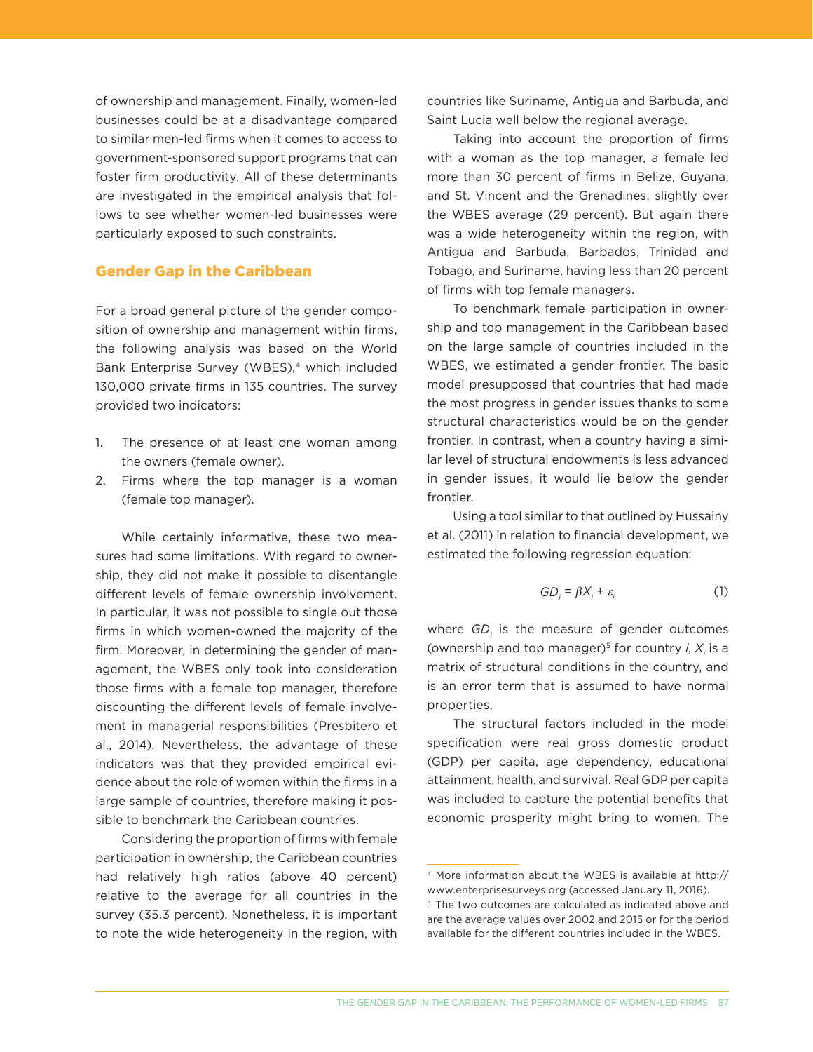of ownership and management. Finally, women-led businesses could be at a disadvantage compared to similar men-led firms when it comes to access to government-sponsored support programs that can foster firm productivity. All of these determinants are investigated in the empirical analysis that follows to see whether women-led businesses were particularly exposed to such constraints.

## Gender Gap in the Caribbean

For a broad general picture of the gender composition of ownership and management within firms, the following analysis was based on the World Bank Enterprise Survey (WBES),[4] which included 130,000 private firms in 135 countries. The survey provided two indicators:

1. The presence of at least one woman among the owners (female owner).
2. Firms where the top manager is a woman (female top manager).

While certainly informative, these two measures had some limitations. With regard to ownership, they did not make it possible to disentangle different levels of female ownership involvement. In particular, it was not possible to single out those firms in which women-owned the majority of the firm. Moreover, in determining the gender of management, the WBES only took into consideration those firms with a female top manager, therefore discounting the different levels of female involvement in managerial responsibilities (Presbitero et al., 2014). Nevertheless, the advantage of these indicators was that they provided empirical evidence about the role of women within the firms in a large sample of countries, therefore making it possible to benchmark the Caribbean countries.

Considering the proportion of firms with female participation in ownership, the Caribbean countries had relatively high ratios (above 40 percent) relative to the average for all countries in the survey (35.3 percent). Nonetheless, it is important to note the wide heterogeneity in the region, with countries like Suriname, Antigua and Barbuda, and Saint Lucia well below the regional average.

Taking into account the proportion of firms with a woman as the top manager, a female led more than 30 percent of firms in Belize, Guyana, and St. Vincent and the Grenadines, slightly over the WBES average (29 percent). But again there was a wide heterogeneity within the region, with Antigua and Barbuda, Barbados, Trinidad and Tobago, and Suriname, having less than 20 percent of firms with top female managers.

To benchmark female participation in ownership and top management in the Caribbean based on the large sample of countries included in the WBES, we estimated a gender frontier. The basic model presupposed that countries that had made the most progress in gender issues thanks to some structural characteristics would be on the gender frontier. In contrast, when a country having a similar level of structural endowments is less advanced in gender issues, it would lie below the gender frontier.

Using a tool similar to that outlined by Hussainy et al. (2011) in relation to financial development, we estimated the following regression equation:

$$GD_i = \beta X_i + \varepsilon_i \tag{1}$$

where $GD_i$ is the measure of gender outcomes (ownership and top manager)[5] for country $i$, $X_i$ is a matrix of structural conditions in the country, and is an error term that is assumed to have normal properties.

The structural factors included in the model specification were real gross domestic product (GDP) per capita, age dependency, educational attainment, health, and survival. Real GDP per capita was included to capture the potential benefits that economic prosperity might bring to women. The

---

[4] More information about the WBES is available at http://www.enterprisesurveys.org (accessed January 11, 2016).

[5] The two outcomes are calculated as indicated above and are the average values over 2002 and 2015 or for the period available for the different countries included in the WBES.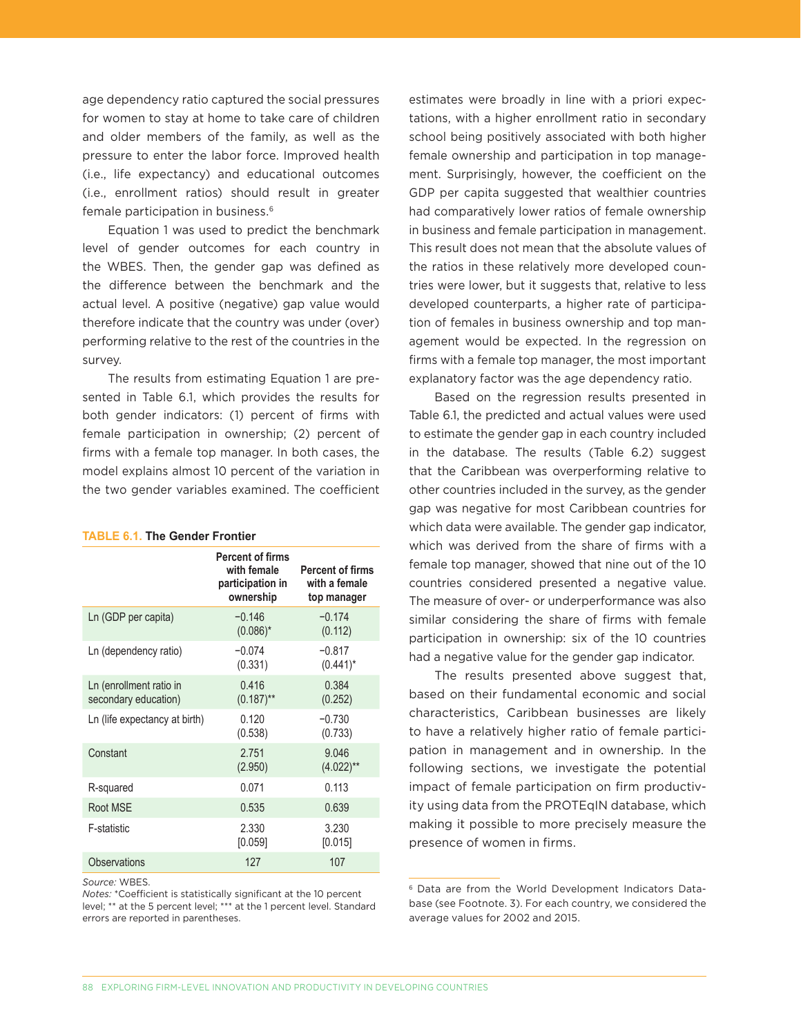age dependency ratio captured the social pressures for women to stay at home to take care of children and older members of the family, as well as the pressure to enter the labor force. Improved health (i.e., life expectancy) and educational outcomes (i.e., enrollment ratios) should result in greater female participation in business.[6]

Equation 1 was used to predict the benchmark level of gender outcomes for each country in the WBES. Then, the gender gap was defined as the difference between the benchmark and the actual level. A positive (negative) gap value would therefore indicate that the country was under (over) performing relative to the rest of the countries in the survey.

The results from estimating Equation 1 are presented in Table 6.1, which provides the results for both gender indicators: (1) percent of firms with female participation in ownership; (2) percent of firms with a female top manager. In both cases, the model explains almost 10 percent of the variation in the two gender variables examined. The coefficient estimates were broadly in line with a priori expectations, with a higher enrollment ratio in secondary school being positively associated with both higher female ownership and participation in top management. Surprisingly, however, the coefficient on the GDP per capita suggested that wealthier countries had comparatively lower ratios of female ownership in business and female participation in management. This result does not mean that the absolute values of the ratios in these relatively more developed countries were lower, but it suggests that, relative to less developed counterparts, a higher rate of participation of females in business ownership and top management would be expected. In the regression on firms with a female top manager, the most important explanatory factor was the age dependency ratio.

**TABLE 6.1. The Gender Frontier**

| | Percent of firms with female participation in ownership | Percent of firms with a female top manager |
|---|---|---|
| Ln (GDP per capita) | −0.146<br>(0.086)* | −0.174<br>(0.112) |
| Ln (dependency ratio) | −0.074<br>(0.331) | −0.817<br>(0.441)* |
| Ln (enrollment ratio in secondary education) | 0.416<br>(0.187)** | 0.384<br>(0.252) |
| Ln (life expectancy at birth) | 0.120<br>(0.538) | −0.730<br>(0.733) |
| Constant | 2.751<br>(2.950) | 9.046<br>(4.022)** |
| R-squared | 0.071 | 0.113 |
| Root MSE | 0.535 | 0.639 |
| F-statistic | 2.330<br>[0.059] | 3.230<br>[0.015] |
| Observations | 127 | 107 |

*Source:* WBES.
*Notes:* *Coefficient is statistically significant at the 10 percent level; ** at the 5 percent level; *** at the 1 percent level. Standard errors are reported in parentheses.

Based on the regression results presented in Table 6.1, the predicted and actual values were used to estimate the gender gap in each country included in the database. The results (Table 6.2) suggest that the Caribbean was overperforming relative to other countries included in the survey, as the gender gap was negative for most Caribbean countries for which data were available. The gender gap indicator, which was derived from the share of firms with a female top manager, showed that nine out of the 10 countries considered presented a negative value. The measure of over- or underperformance was also similar considering the share of firms with female participation in ownership: six of the 10 countries had a negative value for the gender gap indicator.

The results presented above suggest that, based on their fundamental economic and social characteristics, Caribbean businesses are likely to have a relatively higher ratio of female participation in management and in ownership. In the following sections, we investigate the potential impact of female participation on firm productivity using data from the PROTEqIN database, which making it possible to more precisely measure the presence of women in firms.

[6] Data are from the World Development Indicators Database (see Footnote. 3). For each country, we considered the average values for 2002 and 2015.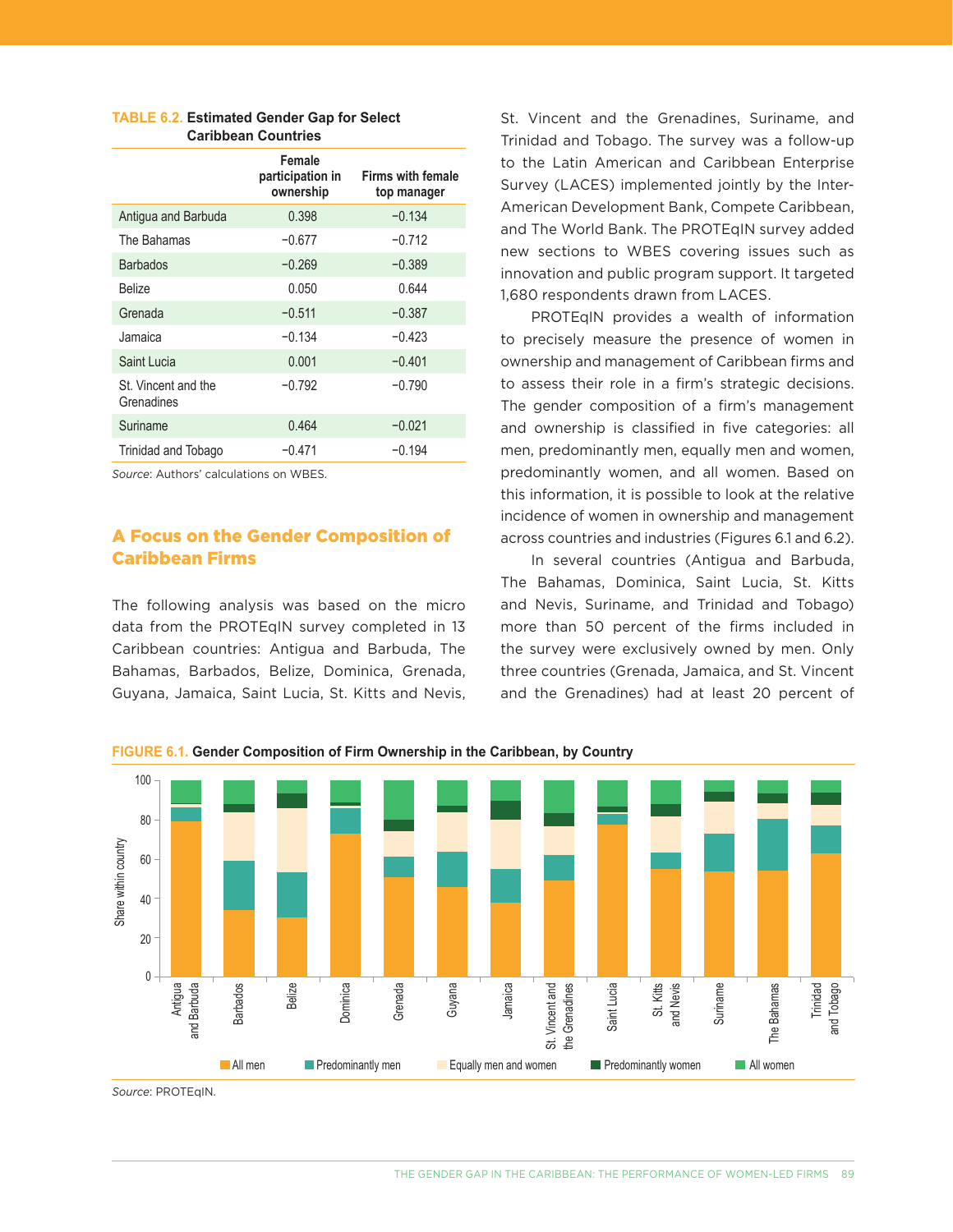**TABLE 6.2. Estimated Gender Gap for Select Caribbean Countries**

| | Female participation in ownership | Firms with female top manager |
|---|---|---|
| Antigua and Barbuda | 0.398 | −0.134 |
| The Bahamas | −0.677 | −0.712 |
| Barbados | −0.269 | −0.389 |
| Belize | 0.050 | 0.644 |
| Grenada | −0.511 | −0.387 |
| Jamaica | −0.134 | −0.423 |
| Saint Lucia | 0.001 | −0.401 |
| St. Vincent and the Grenadines | −0.792 | −0.790 |
| Suriname | 0.464 | −0.021 |
| Trinidad and Tobago | −0.471 | −0.194 |

*Source*: Authors' calculations on WBES.

## A Focus on the Gender Composition of Caribbean Firms

The following analysis was based on the micro data from the PROTEqIN survey completed in 13 Caribbean countries: Antigua and Barbuda, The Bahamas, Barbados, Belize, Dominica, Grenada, Guyana, Jamaica, Saint Lucia, St. Kitts and Nevis, St. Vincent and the Grenadines, Suriname, and Trinidad and Tobago. The survey was a follow-up to the Latin American and Caribbean Enterprise Survey (LACES) implemented jointly by the Inter-American Development Bank, Compete Caribbean, and The World Bank. The PROTEqIN survey added new sections to WBES covering issues such as innovation and public program support. It targeted 1,680 respondents drawn from LACES.

PROTEqIN provides a wealth of information to precisely measure the presence of women in ownership and management of Caribbean firms and to assess their role in a firm's strategic decisions. The gender composition of a firm's management and ownership is classified in five categories: all men, predominantly men, equally men and women, predominantly women, and all women. Based on this information, it is possible to look at the relative incidence of women in ownership and management across countries and industries (Figures 6.1 and 6.2).

In several countries (Antigua and Barbuda, The Bahamas, Dominica, Saint Lucia, St. Kitts and Nevis, Suriname, and Trinidad and Tobago) more than 50 percent of the firms included in the survey were exclusively owned by men. Only three countries (Grenada, Jamaica, and St. Vincent and the Grenadines) had at least 20 percent of

**FIGURE 6.1. Gender Composition of Firm Ownership in the Caribbean, by Country**

*Source*: PROTEqIN.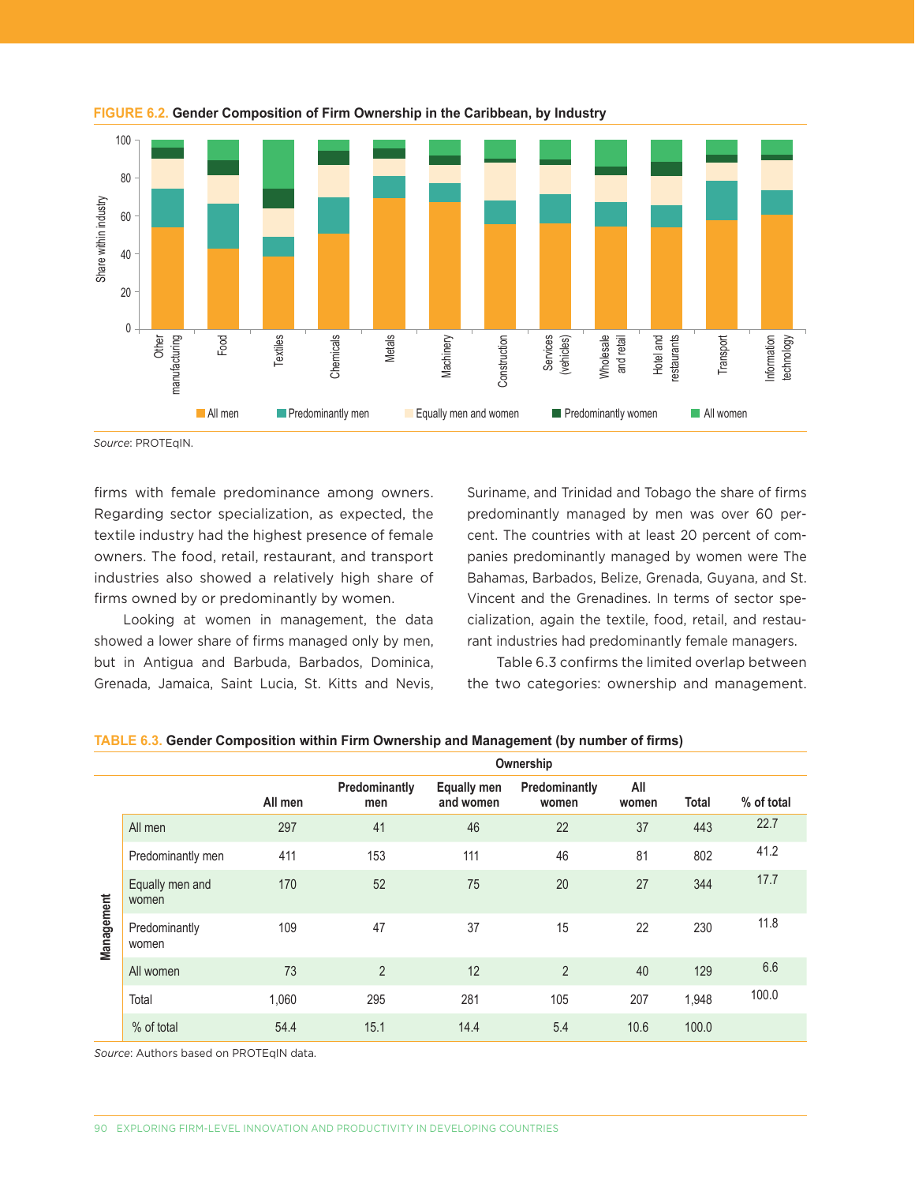**FIGURE 6.2. Gender Composition of Firm Ownership in the Caribbean, by Industry**

*Source*: PROTEqIN.

firms with female predominance among owners. Regarding sector specialization, as expected, the textile industry had the highest presence of female owners. The food, retail, restaurant, and transport industries also showed a relatively high share of firms owned by or predominantly by women.

Looking at women in management, the data showed a lower share of firms managed only by men, but in Antigua and Barbuda, Barbados, Dominica, Grenada, Jamaica, Saint Lucia, St. Kitts and Nevis, Suriname, and Trinidad and Tobago the share of firms predominantly managed by men was over 60 percent. The countries with at least 20 percent of companies predominantly managed by women were The Bahamas, Barbados, Belize, Grenada, Guyana, and St. Vincent and the Grenadines. In terms of sector specialization, again the textile, food, retail, and restaurant industries had predominantly female managers.

Table 6.3 confirms the limited overlap between the two categories: ownership and management.

**TABLE 6.3. Gender Composition within Firm Ownership and Management (by number of firms)**

| | | Ownership | | | | | | |
|---|---|---|---|---|---|---|---|---|
| | | All men | Predominantly men | Equally men and women | Predominantly women | All women | Total | % of total |
| Management | All men | 297 | 41 | 46 | 22 | 37 | 443 | 22.7 |
| | Predominantly men | 411 | 153 | 111 | 46 | 81 | 802 | 41.2 |
| | Equally men and women | 170 | 52 | 75 | 20 | 27 | 344 | 17.7 |
| | Predominantly women | 109 | 47 | 37 | 15 | 22 | 230 | 11.8 |
| | All women | 73 | 2 | 12 | 2 | 40 | 129 | 6.6 |
| | Total | 1,060 | 295 | 281 | 105 | 207 | 1,948 | 100.0 |
| | % of total | 54.4 | 15.1 | 14.4 | 5.4 | 10.6 | 100.0 | |

*Source*: Authors based on PROTEqIN data.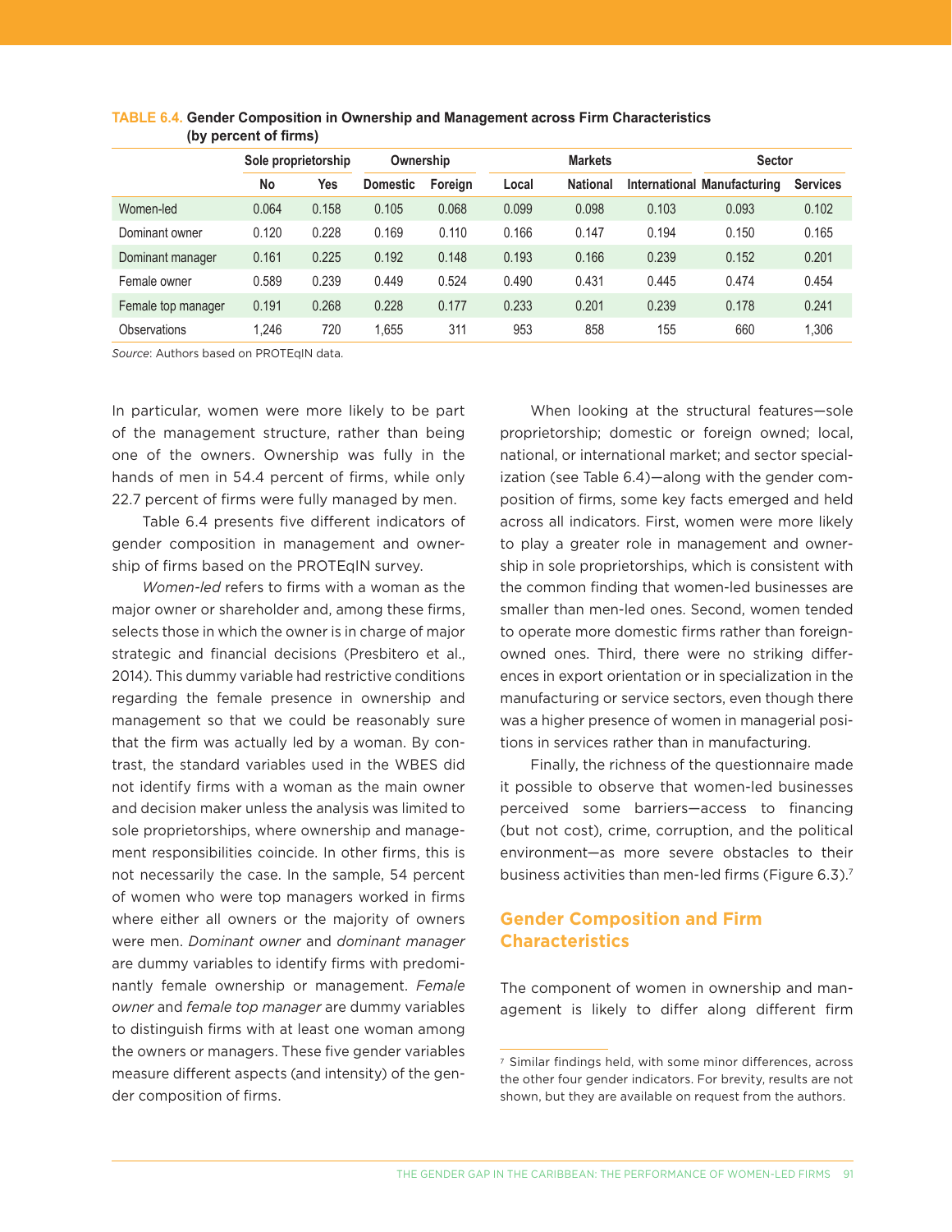**TABLE 6.4. Gender Composition in Ownership and Management across Firm Characteristics (by percent of firms)**

| | Sole proprietorship | | Ownership | | Markets | | | Sector | |
|---|---|---|---|---|---|---|---|---|---|
| | No | Yes | Domestic | Foreign | Local | National | International | Manufacturing | Services |
| Women-led | 0.064 | 0.158 | 0.105 | 0.068 | 0.099 | 0.098 | 0.103 | 0.093 | 0.102 |
| Dominant owner | 0.120 | 0.228 | 0.169 | 0.110 | 0.166 | 0.147 | 0.194 | 0.150 | 0.165 |
| Dominant manager | 0.161 | 0.225 | 0.192 | 0.148 | 0.193 | 0.166 | 0.239 | 0.152 | 0.201 |
| Female owner | 0.589 | 0.239 | 0.449 | 0.524 | 0.490 | 0.431 | 0.445 | 0.474 | 0.454 |
| Female top manager | 0.191 | 0.268 | 0.228 | 0.177 | 0.233 | 0.201 | 0.239 | 0.178 | 0.241 |
| Observations | 1,246 | 720 | 1,655 | 311 | 953 | 858 | 155 | 660 | 1,306 |

*Source*: Authors based on PROTEqIN data.

In particular, women were more likely to be part of the management structure, rather than being one of the owners. Ownership was fully in the hands of men in 54.4 percent of firms, while only 22.7 percent of firms were fully managed by men.

Table 6.4 presents five different indicators of gender composition in management and ownership of firms based on the PROTEqIN survey.

*Women-led* refers to firms with a woman as the major owner or shareholder and, among these firms, selects those in which the owner is in charge of major strategic and financial decisions (Presbitero et al., 2014). This dummy variable had restrictive conditions regarding the female presence in ownership and management so that we could be reasonably sure that the firm was actually led by a woman. By contrast, the standard variables used in the WBES did not identify firms with a woman as the main owner and decision maker unless the analysis was limited to sole proprietorships, where ownership and management responsibilities coincide. In other firms, this is not necessarily the case. In the sample, 54 percent of women who were top managers worked in firms where either all owners or the majority of owners were men. *Dominant owner* and *dominant manager* are dummy variables to identify firms with predominantly female ownership or management. *Female owner* and *female top manager* are dummy variables to distinguish firms with at least one woman among the owners or managers. These five gender variables measure different aspects (and intensity) of the gender composition of firms.

When looking at the structural features—sole proprietorship; domestic or foreign owned; local, national, or international market; and sector specialization (see Table 6.4)—along with the gender composition of firms, some key facts emerged and held across all indicators. First, women were more likely to play a greater role in management and ownership in sole proprietorships, which is consistent with the common finding that women-led businesses are smaller than men-led ones. Second, women tended to operate more domestic firms rather than foreign-owned ones. Third, there were no striking differences in export orientation or in specialization in the manufacturing or service sectors, even though there was a higher presence of women in managerial positions in services rather than in manufacturing.

Finally, the richness of the questionnaire made it possible to observe that women-led businesses perceived some barriers—access to financing (but not cost), crime, corruption, and the political environment—as more severe obstacles to their business activities than men-led firms (Figure 6.3).[7]

## Gender Composition and Firm Characteristics

The component of women in ownership and management is likely to differ along different firm

[7] Similar findings held, with some minor differences, across the other four gender indicators. For brevity, results are not shown, but they are available on request from the authors.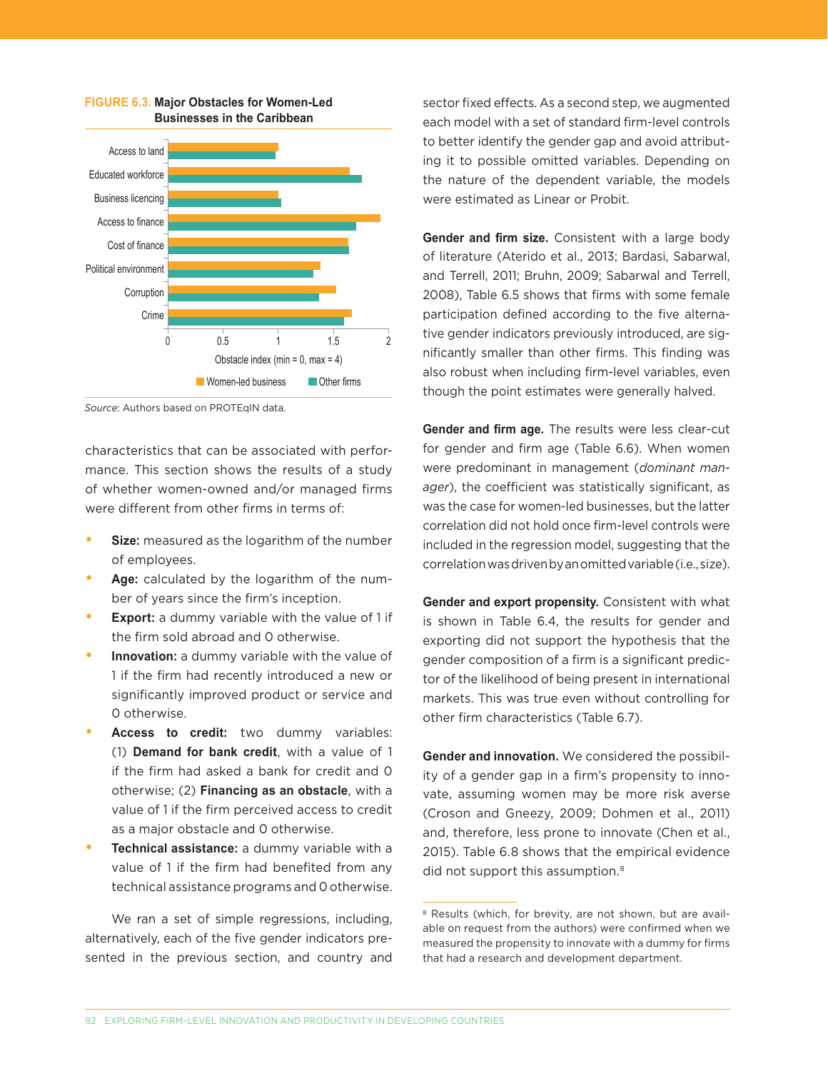**FIGURE 6.3. Major Obstacles for Women-Led Businesses in the Caribbean**

*Source*: Authors based on PROTEqIN data.

characteristics that can be associated with performance. This section shows the results of a study of whether women-owned and/or managed firms were different from other firms in terms of:

- **Size:** measured as the logarithm of the number of employees.
- **Age:** calculated by the logarithm of the number of years since the firm's inception.
- **Export:** a dummy variable with the value of 1 if the firm sold abroad and 0 otherwise.
- **Innovation:** a dummy variable with the value of 1 if the firm had recently introduced a new or significantly improved product or service and 0 otherwise.
- **Access to credit:** two dummy variables: (1) **Demand for bank credit**, with a value of 1 if the firm had asked a bank for credit and 0 otherwise; (2) **Financing as an obstacle**, with a value of 1 if the firm perceived access to credit as a major obstacle and 0 otherwise.
- **Technical assistance:** a dummy variable with a value of 1 if the firm had benefited from any technical assistance programs and 0 otherwise.

We ran a set of simple regressions, including, alternatively, each of the five gender indicators presented in the previous section, and country and sector fixed effects. As a second step, we augmented each model with a set of standard firm-level controls to better identify the gender gap and avoid attributing it to possible omitted variables. Depending on the nature of the dependent variable, the models were estimated as Linear or Probit.

**Gender and firm size.** Consistent with a large body of literature (Aterido et al., 2013; Bardasi, Sabarwal, and Terrell, 2011; Bruhn, 2009; Sabarwal and Terrell, 2008), Table 6.5 shows that firms with some female participation defined according to the five alternative gender indicators previously introduced, are significantly smaller than other firms. This finding was also robust when including firm-level variables, even though the point estimates were generally halved.

**Gender and firm age.** The results were less clear-cut for gender and firm age (Table 6.6). When women were predominant in management (*dominant manager*), the coefficient was statistically significant, as was the case for women-led businesses, but the latter correlation did not hold once firm-level controls were included in the regression model, suggesting that the correlation was driven by an omitted variable (i.e., size).

**Gender and export propensity.** Consistent with what is shown in Table 6.4, the results for gender and exporting did not support the hypothesis that the gender composition of a firm is a significant predictor of the likelihood of being present in international markets. This was true even without controlling for other firm characteristics (Table 6.7).

**Gender and innovation.** We considered the possibility of a gender gap in a firm's propensity to innovate, assuming women may be more risk averse (Croson and Gneezy, 2009; Dohmen et al., 2011) and, therefore, less prone to innovate (Chen et al., 2015). Table 6.8 shows that the empirical evidence did not support this assumption.[8]

[8] Results (which, for brevity, are not shown, but are available on request from the authors) were confirmed when we measured the propensity to innovate with a dummy for firms that had a research and development department.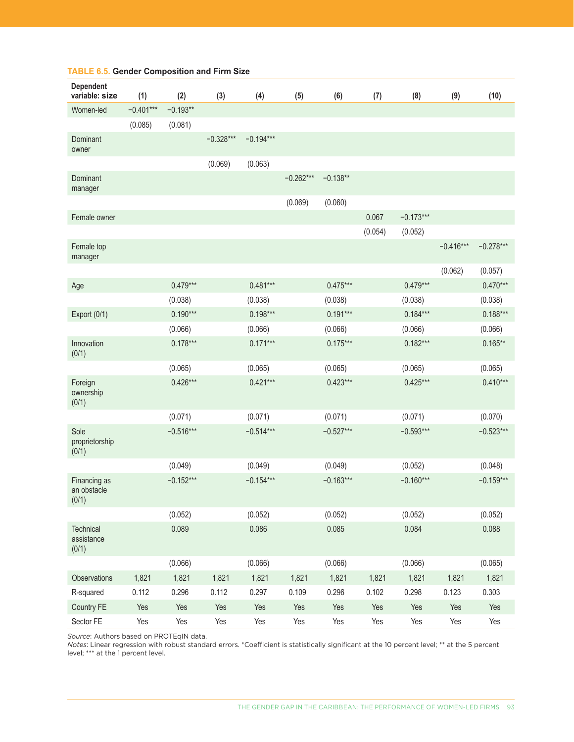**TABLE 6.5. Gender Composition and Firm Size**

| Dependent variable: size | (1) | (2) | (3) | (4) | (5) | (6) | (7) | (8) | (9) | (10) |
|---|---|---|---|---|---|---|---|---|---|---|
| Women-led | −0.401*** | −0.193** | | | | | | | | |
| | (0.085) | (0.081) | | | | | | | | |
| Dominant owner | | | −0.328*** | −0.194*** | | | | | | |
| | | | (0.069) | (0.063) | | | | | | |
| Dominant manager | | | | | −0.262*** | −0.138** | | | | |
| | | | | | (0.069) | (0.060) | | | | |
| Female owner | | | | | | | 0.067 | −0.173*** | | |
| | | | | | | | (0.054) | (0.052) | | |
| Female top manager | | | | | | | | | −0.416*** | −0.278*** |
| | | | | | | | | | (0.062) | (0.057) |
| Age | | 0.479*** | | 0.481*** | | 0.475*** | | 0.479*** | | 0.470*** |
| | | (0.038) | | (0.038) | | (0.038) | | (0.038) | | (0.038) |
| Export (0/1) | | 0.190*** | | 0.198*** | | 0.191*** | | 0.184*** | | 0.188*** |
| | | (0.066) | | (0.066) | | (0.066) | | (0.066) | | (0.066) |
| Innovation (0/1) | | 0.178*** | | 0.171*** | | 0.175*** | | 0.182*** | | 0.165** |
| | | (0.065) | | (0.065) | | (0.065) | | (0.065) | | (0.065) |
| Foreign ownership (0/1) | | 0.426*** | | 0.421*** | | 0.423*** | | 0.425*** | | 0.410*** |
| | | (0.071) | | (0.071) | | (0.071) | | (0.071) | | (0.070) |
| Sole proprietorship (0/1) | | −0.516*** | | −0.514*** | | −0.527*** | | −0.593*** | | −0.523*** |
| | | (0.049) | | (0.049) | | (0.049) | | (0.052) | | (0.048) |
| Financing as an obstacle (0/1) | | −0.152*** | | −0.154*** | | −0.163*** | | −0.160*** | | −0.159*** |
| | | (0.052) | | (0.052) | | (0.052) | | (0.052) | | (0.052) |
| Technical assistance (0/1) | | 0.089 | | 0.086 | | 0.085 | | 0.084 | | 0.088 |
| | | (0.066) | | (0.066) | | (0.066) | | (0.066) | | (0.065) |
| Observations | 1,821 | 1,821 | 1,821 | 1,821 | 1,821 | 1,821 | 1,821 | 1,821 | 1,821 | 1,821 |
| R-squared | 0.112 | 0.296 | 0.112 | 0.297 | 0.109 | 0.296 | 0.102 | 0.298 | 0.123 | 0.303 |
| Country FE | Yes | Yes | Yes | Yes | Yes | Yes | Yes | Yes | Yes | Yes |
| Sector FE | Yes | Yes | Yes | Yes | Yes | Yes | Yes | Yes | Yes | Yes |

*Source*: Authors based on PROTEqIN data.
*Notes*: Linear regression with robust standard errors. *Coefficient is statistically significant at the 10 percent level; ** at the 5 percent level; *** at the 1 percent level.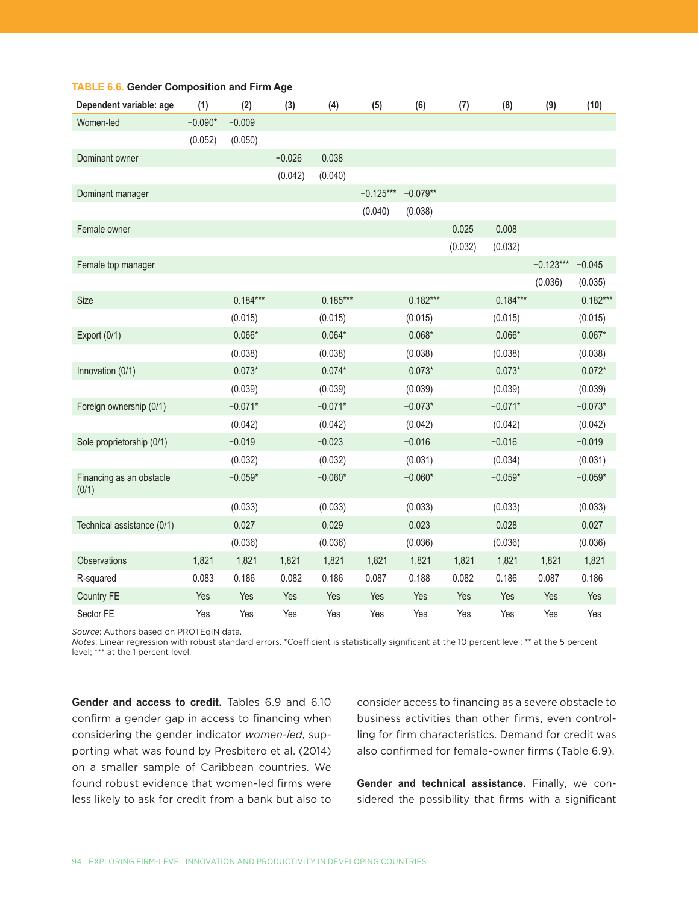**TABLE 6.6. Gender Composition and Firm Age**

| Dependent variable: age | (1) | (2) | (3) | (4) | (5) | (6) | (7) | (8) | (9) | (10) |
|---|---|---|---|---|---|---|---|---|---|---|
| Women-led | −0.090* | −0.009 | | | | | | | | |
| | (0.052) | (0.050) | | | | | | | | |
| Dominant owner | | | −0.026 | 0.038 | | | | | | |
| | | | (0.042) | (0.040) | | | | | | |
| Dominant manager | | | | | −0.125*** | −0.079** | | | | |
| | | | | | (0.040) | (0.038) | | | | |
| Female owner | | | | | | | 0.025 | 0.008 | | |
| | | | | | | | (0.032) | (0.032) | | |
| Female top manager | | | | | | | | | −0.123*** | −0.045 |
| | | | | | | | | | (0.036) | (0.035) |
| Size | | 0.184*** | | 0.185*** | | 0.182*** | | 0.184*** | | 0.182*** |
| | | (0.015) | | (0.015) | | (0.015) | | (0.015) | | (0.015) |
| Export (0/1) | | 0.066* | | 0.064* | | 0.068* | | 0.066* | | 0.067* |
| | | (0.038) | | (0.038) | | (0.038) | | (0.038) | | (0.038) |
| Innovation (0/1) | | 0.073* | | 0.074* | | 0.073* | | 0.073* | | 0.072* |
| | | (0.039) | | (0.039) | | (0.039) | | (0.039) | | (0.039) |
| Foreign ownership (0/1) | | −0.071* | | −0.071* | | −0.073* | | −0.071* | | −0.073* |
| | | (0.042) | | (0.042) | | (0.042) | | (0.042) | | (0.042) |
| Sole proprietorship (0/1) | | −0.019 | | −0.023 | | −0.016 | | −0.016 | | −0.019 |
| | | (0.032) | | (0.032) | | (0.031) | | (0.034) | | (0.031) |
| Financing as an obstacle (0/1) | | −0.059* | | −0.060* | | −0.060* | | −0.059* | | −0.059* |
| | | (0.033) | | (0.033) | | (0.033) | | (0.033) | | (0.033) |
| Technical assistance (0/1) | | 0.027 | | 0.029 | | 0.023 | | 0.028 | | 0.027 |
| | | (0.036) | | (0.036) | | (0.036) | | (0.036) | | (0.036) |
| Observations | 1,821 | 1,821 | 1,821 | 1,821 | 1,821 | 1,821 | 1,821 | 1,821 | 1,821 | 1,821 |
| R-squared | 0.083 | 0.186 | 0.082 | 0.186 | 0.087 | 0.188 | 0.082 | 0.186 | 0.087 | 0.186 |
| Country FE | Yes | Yes | Yes | Yes | Yes | Yes | Yes | Yes | Yes | Yes |
| Sector FE | Yes | Yes | Yes | Yes | Yes | Yes | Yes | Yes | Yes | Yes |

*Source*: Authors based on PROTEqIN data.
*Notes*: Linear regression with robust standard errors. *Coefficient is statistically significant at the 10 percent level; ** at the 5 percent level; *** at the 1 percent level.

**Gender and access to credit.** Tables 6.9 and 6.10 confirm a gender gap in access to financing when considering the gender indicator *women-led*, supporting what was found by Presbitero et al. (2014) on a smaller sample of Caribbean countries. We found robust evidence that women-led firms were less likely to ask for credit from a bank but also to consider access to financing as a severe obstacle to business activities than other firms, even controlling for firm characteristics. Demand for credit was also confirmed for female-owner firms (Table 6.9).

**Gender and technical assistance.** Finally, we considered the possibility that firms with a significant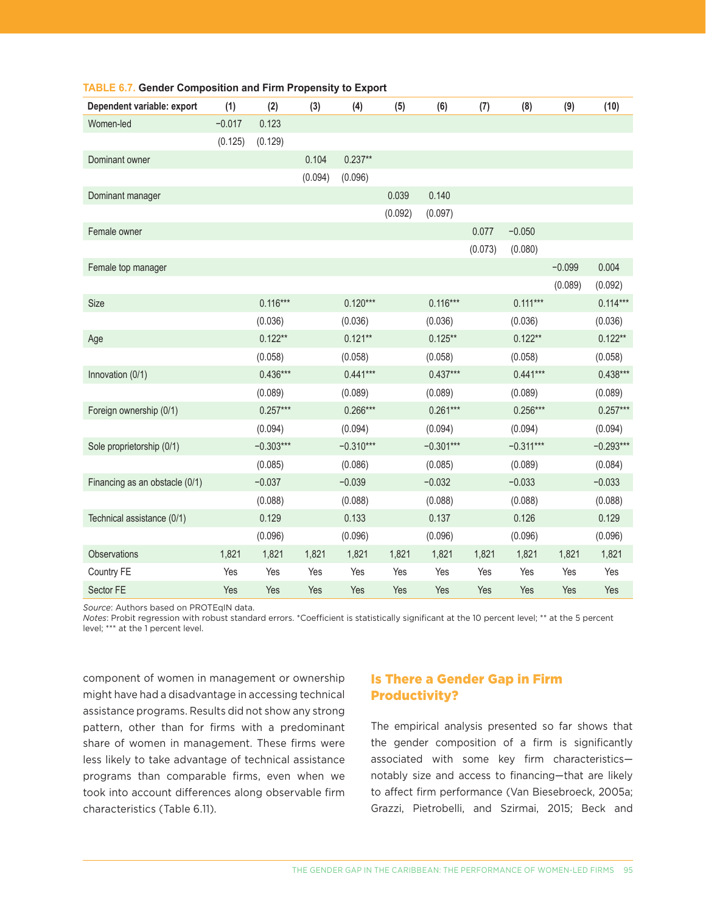**TABLE 6.7. Gender Composition and Firm Propensity to Export**

| Dependent variable: export | (1) | (2) | (3) | (4) | (5) | (6) | (7) | (8) | (9) | (10) |
|---|---|---|---|---|---|---|---|---|---|---|
| Women-led | −0.017 | 0.123 | | | | | | | | |
| | (0.125) | (0.129) | | | | | | | | |
| Dominant owner | | | 0.104 | 0.237** | | | | | | |
| | | | (0.094) | (0.096) | | | | | | |
| Dominant manager | | | | | 0.039 | 0.140 | | | | |
| | | | | | (0.092) | (0.097) | | | | |
| Female owner | | | | | | | 0.077 | −0.050 | | |
| | | | | | | | (0.073) | (0.080) | | |
| Female top manager | | | | | | | | | −0.099 | 0.004 |
| | | | | | | | | | (0.089) | (0.092) |
| Size | | 0.116*** | | 0.120*** | | 0.116*** | | 0.111*** | | 0.114*** |
| | | (0.036) | | (0.036) | | (0.036) | | (0.036) | | (0.036) |
| Age | | 0.122** | | 0.121** | | 0.125** | | 0.122** | | 0.122** |
| | | (0.058) | | (0.058) | | (0.058) | | (0.058) | | (0.058) |
| Innovation (0/1) | | 0.436*** | | 0.441*** | | 0.437*** | | 0.441*** | | 0.438*** |
| | | (0.089) | | (0.089) | | (0.089) | | (0.089) | | (0.089) |
| Foreign ownership (0/1) | | 0.257*** | | 0.266*** | | 0.261*** | | 0.256*** | | 0.257*** |
| | | (0.094) | | (0.094) | | (0.094) | | (0.094) | | (0.094) |
| Sole proprietorship (0/1) | | −0.303*** | | −0.310*** | | −0.301*** | | −0.311*** | | −0.293*** |
| | | (0.085) | | (0.086) | | (0.085) | | (0.089) | | (0.084) |
| Financing as an obstacle (0/1) | | −0.037 | | −0.039 | | −0.032 | | −0.033 | | −0.033 |
| | | (0.088) | | (0.088) | | (0.088) | | (0.088) | | (0.088) |
| Technical assistance (0/1) | | 0.129 | | 0.133 | | 0.137 | | 0.126 | | 0.129 |
| | | (0.096) | | (0.096) | | (0.096) | | (0.096) | | (0.096) |
| Observations | 1,821 | 1,821 | 1,821 | 1,821 | 1,821 | 1,821 | 1,821 | 1,821 | 1,821 | 1,821 |
| Country FE | Yes | Yes | Yes | Yes | Yes | Yes | Yes | Yes | Yes | Yes |
| Sector FE | Yes | Yes | Yes | Yes | Yes | Yes | Yes | Yes | Yes | Yes |

*Source*: Authors based on PROTEqIN data.
*Notes*: Probit regression with robust standard errors. *Coefficient is statistically significant at the 10 percent level; ** at the 5 percent level; *** at the 1 percent level.

component of women in management or ownership might have had a disadvantage in accessing technical assistance programs. Results did not show any strong pattern, other than for firms with a predominant share of women in management. These firms were less likely to take advantage of technical assistance programs than comparable firms, even when we took into account differences along observable firm characteristics (Table 6.11).

## Is There a Gender Gap in Firm Productivity?

The empirical analysis presented so far shows that the gender composition of a firm is significantly associated with some key firm characteristics—notably size and access to financing—that are likely to affect firm performance (Van Biesebroeck, 2005a; Grazzi, Pietrobelli, and Szirmai, 2015; Beck and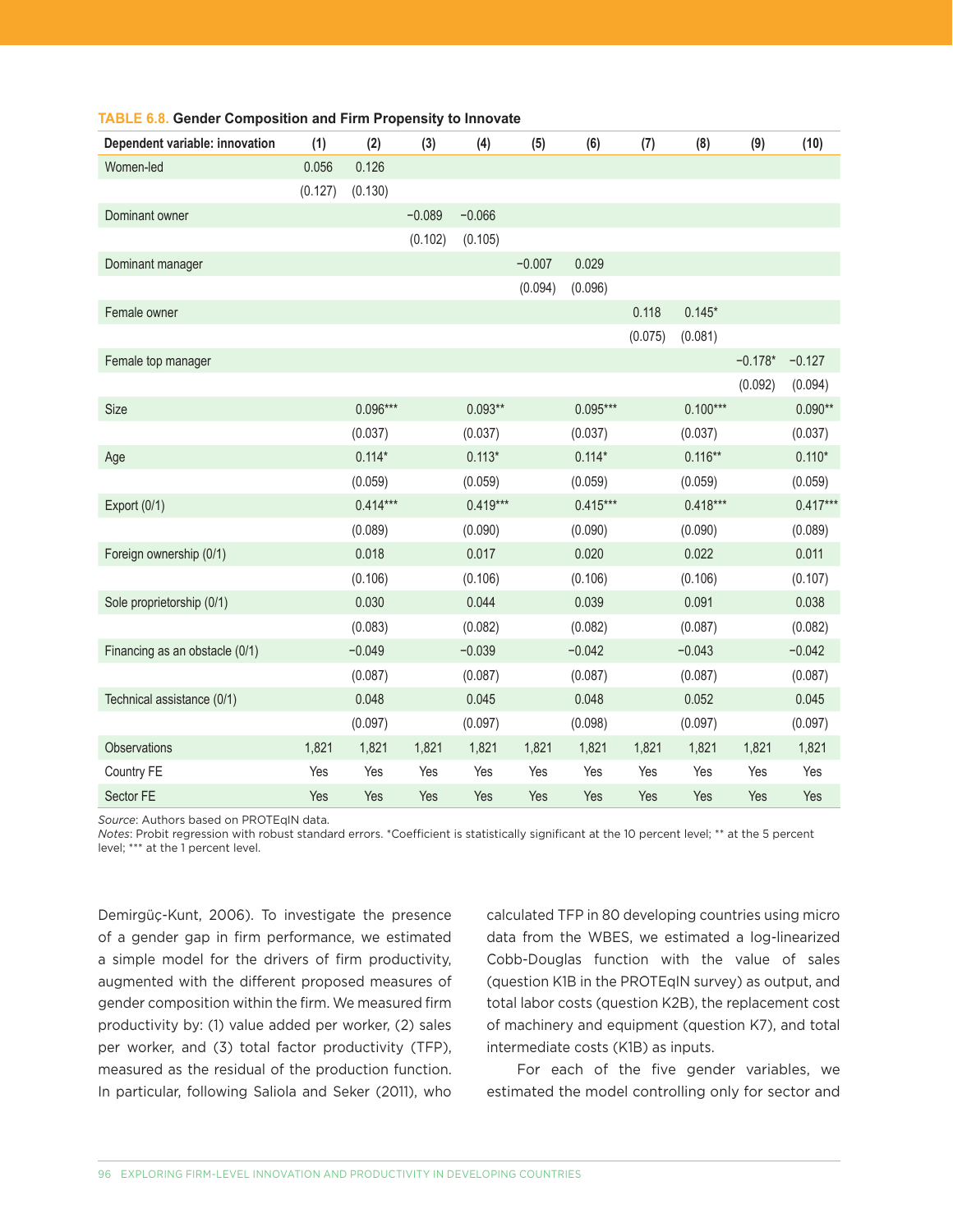**TABLE 6.8. Gender Composition and Firm Propensity to Innovate**

| Dependent variable: innovation | (1) | (2) | (3) | (4) | (5) | (6) | (7) | (8) | (9) | (10) |
|---|---|---|---|---|---|---|---|---|---|---|
| Women-led | 0.056 | 0.126 | | | | | | | | |
| | (0.127) | (0.130) | | | | | | | | |
| Dominant owner | | | −0.089 | −0.066 | | | | | | |
| | | | (0.102) | (0.105) | | | | | | |
| Dominant manager | | | | | −0.007 | 0.029 | | | | |
| | | | | | (0.094) | (0.096) | | | | |
| Female owner | | | | | | | 0.118 | 0.145* | | |
| | | | | | | | (0.075) | (0.081) | | |
| Female top manager | | | | | | | | | −0.178* | −0.127 |
| | | | | | | | | | (0.092) | (0.094) |
| Size | | 0.096*** | | 0.093** | | 0.095*** | | 0.100*** | | 0.090** |
| | | (0.037) | | (0.037) | | (0.037) | | (0.037) | | (0.037) |
| Age | | 0.114* | | 0.113* | | 0.114* | | 0.116** | | 0.110* |
| | | (0.059) | | (0.059) | | (0.059) | | (0.059) | | (0.059) |
| Export (0/1) | | 0.414*** | | 0.419*** | | 0.415*** | | 0.418*** | | 0.417*** |
| | | (0.089) | | (0.090) | | (0.090) | | (0.090) | | (0.089) |
| Foreign ownership (0/1) | | 0.018 | | 0.017 | | 0.020 | | 0.022 | | 0.011 |
| | | (0.106) | | (0.106) | | (0.106) | | (0.106) | | (0.107) |
| Sole proprietorship (0/1) | | 0.030 | | 0.044 | | 0.039 | | 0.091 | | 0.038 |
| | | (0.083) | | (0.082) | | (0.082) | | (0.087) | | (0.082) |
| Financing as an obstacle (0/1) | | −0.049 | | −0.039 | | −0.042 | | −0.043 | | −0.042 |
| | | (0.087) | | (0.087) | | (0.087) | | (0.087) | | (0.087) |
| Technical assistance (0/1) | | 0.048 | | 0.045 | | 0.048 | | 0.052 | | 0.045 |
| | | (0.097) | | (0.097) | | (0.098) | | (0.097) | | (0.097) |
| Observations | 1,821 | 1,821 | 1,821 | 1,821 | 1,821 | 1,821 | 1,821 | 1,821 | 1,821 | 1,821 |
| Country FE | Yes | Yes | Yes | Yes | Yes | Yes | Yes | Yes | Yes | Yes |
| Sector FE | Yes | Yes | Yes | Yes | Yes | Yes | Yes | Yes | Yes | Yes |

*Source*: Authors based on PROTEqIN data.
*Notes*: Probit regression with robust standard errors. *Coefficient is statistically significant at the 10 percent level; ** at the 5 percent level; *** at the 1 percent level.

Demirgüç-Kunt, 2006). To investigate the presence of a gender gap in firm performance, we estimated a simple model for the drivers of firm productivity, augmented with the different proposed measures of gender composition within the firm. We measured firm productivity by: (1) value added per worker, (2) sales per worker, and (3) total factor productivity (TFP), measured as the residual of the production function. In particular, following Saliola and Seker (2011), who calculated TFP in 80 developing countries using micro data from the WBES, we estimated a log-linearized Cobb-Douglas function with the value of sales (question K1B in the PROTEqIN survey) as output, and total labor costs (question K2B), the replacement cost of machinery and equipment (question K7), and total intermediate costs (K1B) as inputs.

For each of the five gender variables, we estimated the model controlling only for sector and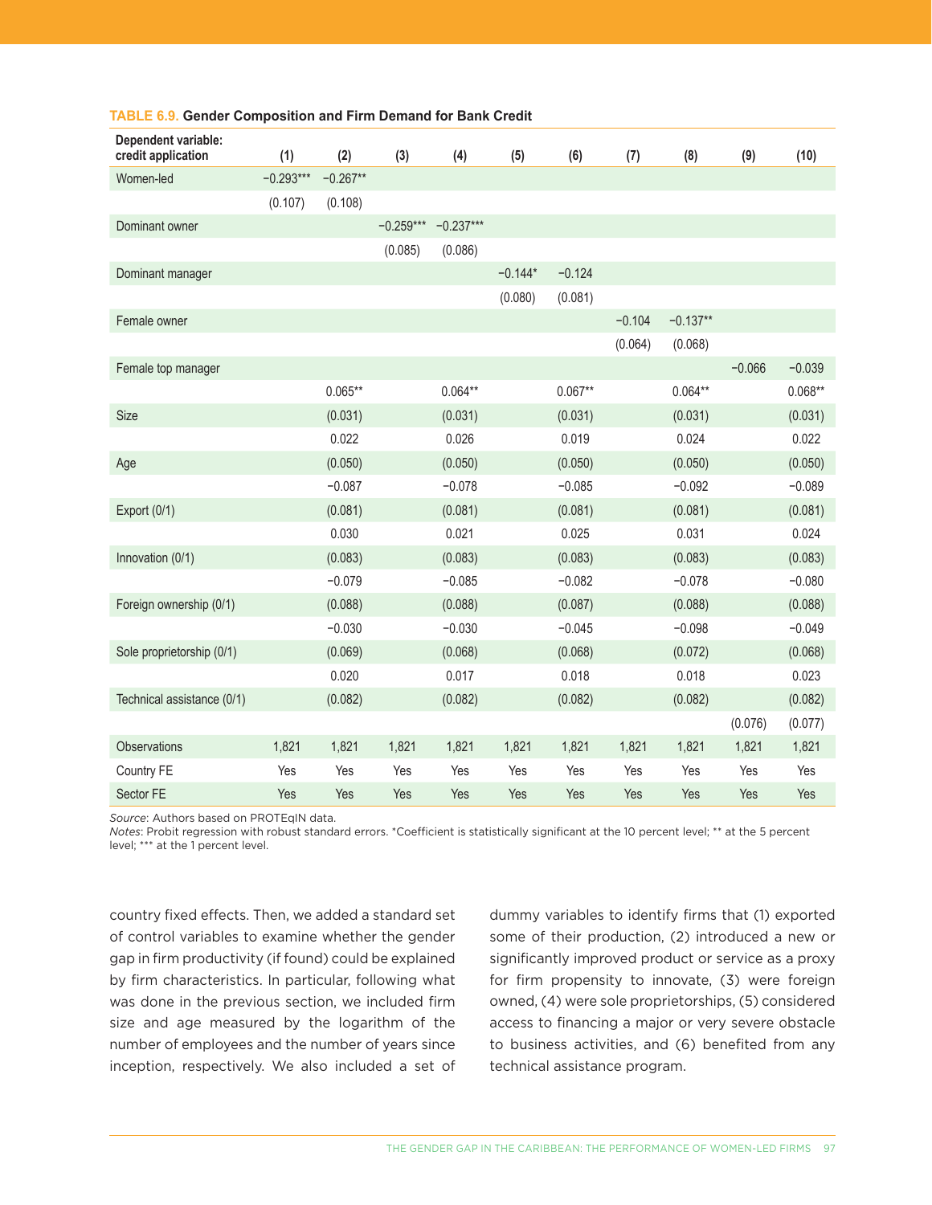**TABLE 6.9. Gender Composition and Firm Demand for Bank Credit**

| Dependent variable: credit application | (1) | (2) | (3) | (4) | (5) | (6) | (7) | (8) | (9) | (10) |
|---|---|---|---|---|---|---|---|---|---|---|
| Women-led | −0.293*** | −0.267** | | | | | | | | |
| | (0.107) | (0.108) | | | | | | | | |
| Dominant owner | | | −0.259*** | −0.237*** | | | | | | |
| | | | (0.085) | (0.086) | | | | | | |
| Dominant manager | | | | | −0.144* | −0.124 | | | | |
| | | | | | (0.080) | (0.081) | | | | |
| Female owner | | | | | | | −0.104 | −0.137** | | |
| | | | | | | | (0.064) | (0.068) | | |
| Female top manager | | | | | | | | | −0.066 | −0.039 |
| | | 0.065** | | 0.064** | | 0.067** | | 0.064** | | 0.068** |
| Size | | (0.031) | | (0.031) | | (0.031) | | (0.031) | | (0.031) |
| | | 0.022 | | 0.026 | | 0.019 | | 0.024 | | 0.022 |
| Age | | (0.050) | | (0.050) | | (0.050) | | (0.050) | | (0.050) |
| | | −0.087 | | −0.078 | | −0.085 | | −0.092 | | −0.089 |
| Export (0/1) | | (0.081) | | (0.081) | | (0.081) | | (0.081) | | (0.081) |
| | | 0.030 | | 0.021 | | 0.025 | | 0.031 | | 0.024 |
| Innovation (0/1) | | (0.083) | | (0.083) | | (0.083) | | (0.083) | | (0.083) |
| | | −0.079 | | −0.085 | | −0.082 | | −0.078 | | −0.080 |
| Foreign ownership (0/1) | | (0.088) | | (0.088) | | (0.087) | | (0.088) | | (0.088) |
| | | −0.030 | | −0.030 | | −0.045 | | −0.098 | | −0.049 |
| Sole proprietorship (0/1) | | (0.069) | | (0.068) | | (0.068) | | (0.072) | | (0.068) |
| | | 0.020 | | 0.017 | | 0.018 | | 0.018 | | 0.023 |
| Technical assistance (0/1) | | (0.082) | | (0.082) | | (0.082) | | (0.082) | | (0.082) |
| | | | | | | | | | (0.076) | (0.077) |
| Observations | 1,821 | 1,821 | 1,821 | 1,821 | 1,821 | 1,821 | 1,821 | 1,821 | 1,821 | 1,821 |
| Country FE | Yes | Yes | Yes | Yes | Yes | Yes | Yes | Yes | Yes | Yes |
| Sector FE | Yes | Yes | Yes | Yes | Yes | Yes | Yes | Yes | Yes | Yes |

*Source*: Authors based on PROTEqIN data.
*Notes*: Probit regression with robust standard errors. *Coefficient is statistically significant at the 10 percent level; ** at the 5 percent level; *** at the 1 percent level.

country fixed effects. Then, we added a standard set of control variables to examine whether the gender gap in firm productivity (if found) could be explained by firm characteristics. In particular, following what was done in the previous section, we included firm size and age measured by the logarithm of the number of employees and the number of years since inception, respectively. We also included a set of dummy variables to identify firms that (1) exported some of their production, (2) introduced a new or significantly improved product or service as a proxy for firm propensity to innovate, (3) were foreign owned, (4) were sole proprietorships, (5) considered access to financing a major or very severe obstacle to business activities, and (6) benefited from any technical assistance program.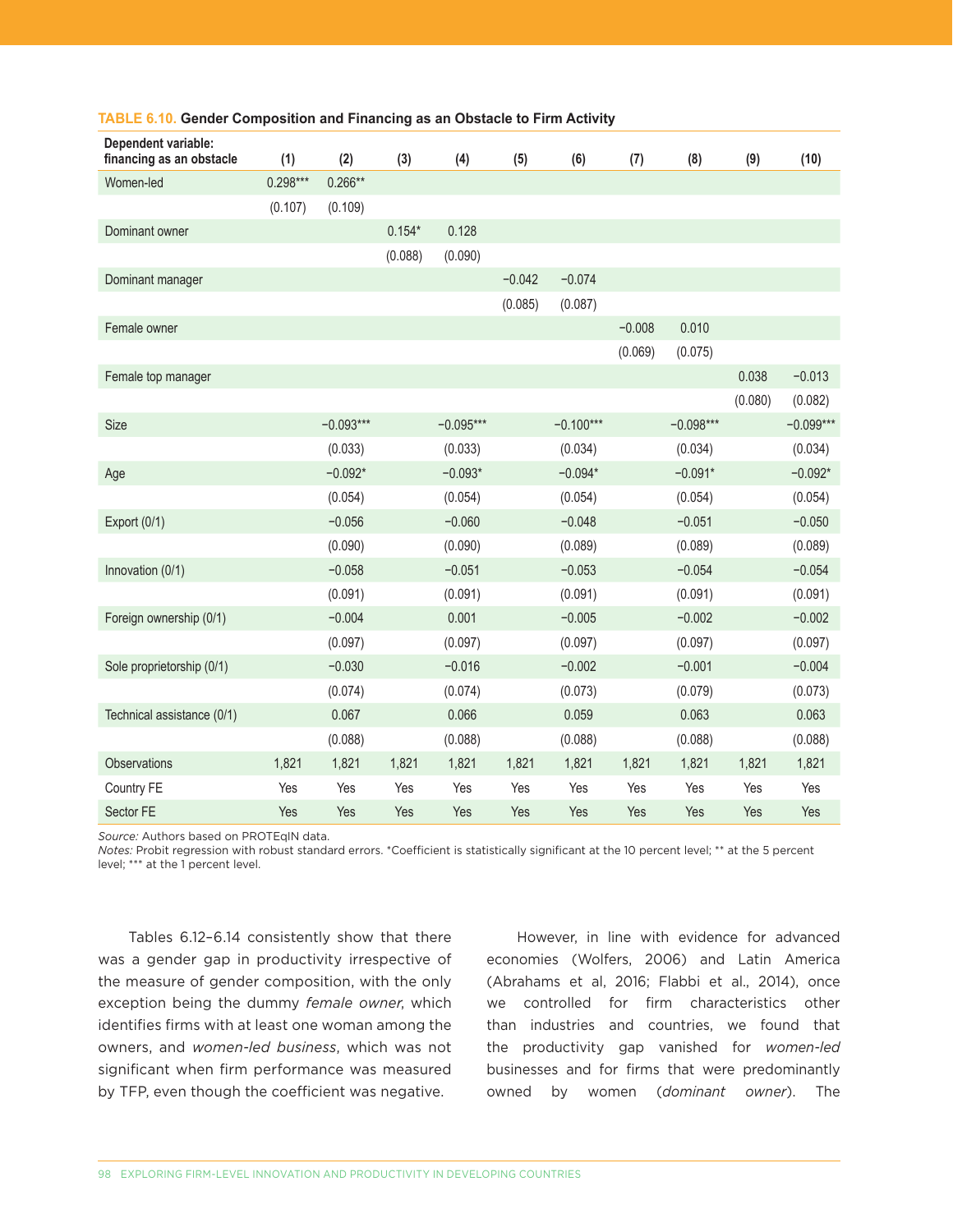**TABLE 6.10. Gender Composition and Financing as an Obstacle to Firm Activity**

| Dependent variable: financing as an obstacle | (1) | (2) | (3) | (4) | (5) | (6) | (7) | (8) | (9) | (10) |
|---|---|---|---|---|---|---|---|---|---|---|
| Women-led | 0.298*** | 0.266** | | | | | | | | |
| | (0.107) | (0.109) | | | | | | | | |
| Dominant owner | | | 0.154* | 0.128 | | | | | | |
| | | | (0.088) | (0.090) | | | | | | |
| Dominant manager | | | | | −0.042 | −0.074 | | | | |
| | | | | | (0.085) | (0.087) | | | | |
| Female owner | | | | | | | −0.008 | 0.010 | | |
| | | | | | | | (0.069) | (0.075) | | |
| Female top manager | | | | | | | | | 0.038 | −0.013 |
| | | | | | | | | | (0.080) | (0.082) |
| Size | | −0.093*** | | −0.095*** | | −0.100*** | | −0.098*** | | −0.099*** |
| | | (0.033) | | (0.033) | | (0.034) | | (0.034) | | (0.034) |
| Age | | −0.092* | | −0.093* | | −0.094* | | −0.091* | | −0.092* |
| | | (0.054) | | (0.054) | | (0.054) | | (0.054) | | (0.054) |
| Export (0/1) | | −0.056 | | −0.060 | | −0.048 | | −0.051 | | −0.050 |
| | | (0.090) | | (0.090) | | (0.089) | | (0.089) | | (0.089) |
| Innovation (0/1) | | −0.058 | | −0.051 | | −0.053 | | −0.054 | | −0.054 |
| | | (0.091) | | (0.091) | | (0.091) | | (0.091) | | (0.091) |
| Foreign ownership (0/1) | | −0.004 | | 0.001 | | −0.005 | | −0.002 | | −0.002 |
| | | (0.097) | | (0.097) | | (0.097) | | (0.097) | | (0.097) |
| Sole proprietorship (0/1) | | −0.030 | | −0.016 | | −0.002 | | −0.001 | | −0.004 |
| | | (0.074) | | (0.074) | | (0.073) | | (0.079) | | (0.073) |
| Technical assistance (0/1) | | 0.067 | | 0.066 | | 0.059 | | 0.063 | | 0.063 |
| | | (0.088) | | (0.088) | | (0.088) | | (0.088) | | (0.088) |
| Observations | 1,821 | 1,821 | 1,821 | 1,821 | 1,821 | 1,821 | 1,821 | 1,821 | 1,821 | 1,821 |
| Country FE | Yes | Yes | Yes | Yes | Yes | Yes | Yes | Yes | Yes | Yes |
| Sector FE | Yes | Yes | Yes | Yes | Yes | Yes | Yes | Yes | Yes | Yes |

*Source:* Authors based on PROTEqIN data.
*Notes:* Probit regression with robust standard errors. *Coefficient is statistically significant at the 10 percent level; ** at the 5 percent level; *** at the 1 percent level.

Tables 6.12–6.14 consistently show that there was a gender gap in productivity irrespective of the measure of gender composition, with the only exception being the dummy *female owner*, which identifies firms with at least one woman among the owners, and *women-led business*, which was not significant when firm performance was measured by TFP, even though the coefficient was negative.

However, in line with evidence for advanced economies (Wolfers, 2006) and Latin America (Abrahams et al, 2016; Flabbi et al., 2014), once we controlled for firm characteristics other than industries and countries, we found that the productivity gap vanished for *women-led* businesses and for firms that were predominantly owned by women (*dominant owner*). The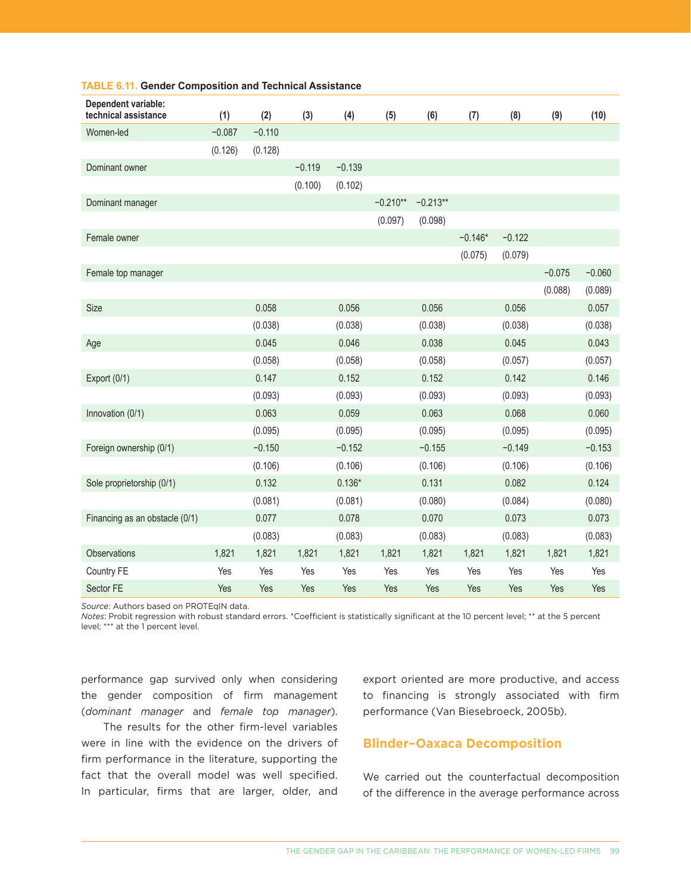**TABLE 6.11. Gender Composition and Technical Assistance**

| Dependent variable: technical assistance | (1) | (2) | (3) | (4) | (5) | (6) | (7) | (8) | (9) | (10) |
|---|---|---|---|---|---|---|---|---|---|---|
| Women-led | −0.087 | −0.110 | | | | | | | | |
| | (0.126) | (0.128) | | | | | | | | |
| Dominant owner | | | −0.119 | −0.139 | | | | | | |
| | | | (0.100) | (0.102) | | | | | | |
| Dominant manager | | | | | −0.210** | −0.213** | | | | |
| | | | | | (0.097) | (0.098) | | | | |
| Female owner | | | | | | | −0.146* | −0.122 | | |
| | | | | | | | (0.075) | (0.079) | | |
| Female top manager | | | | | | | | | −0.075 | −0.060 |
| | | | | | | | | | (0.088) | (0.089) |
| Size | | 0.058 | | 0.056 | | 0.056 | | 0.056 | | 0.057 |
| | | (0.038) | | (0.038) | | (0.038) | | (0.038) | | (0.038) |
| Age | | 0.045 | | 0.046 | | 0.038 | | 0.045 | | 0.043 |
| | | (0.058) | | (0.058) | | (0.058) | | (0.057) | | (0.057) |
| Export (0/1) | | 0.147 | | 0.152 | | 0.152 | | 0.142 | | 0.146 |
| | | (0.093) | | (0.093) | | (0.093) | | (0.093) | | (0.093) |
| Innovation (0/1) | | 0.063 | | 0.059 | | 0.063 | | 0.068 | | 0.060 |
| | | (0.095) | | (0.095) | | (0.095) | | (0.095) | | (0.095) |
| Foreign ownership (0/1) | | −0.150 | | −0.152 | | −0.155 | | −0.149 | | −0.153 |
| | | (0.106) | | (0.106) | | (0.106) | | (0.106) | | (0.106) |
| Sole proprietorship (0/1) | | 0.132 | | 0.136* | | 0.131 | | 0.082 | | 0.124 |
| | | (0.081) | | (0.081) | | (0.080) | | (0.084) | | (0.080) |
| Financing as an obstacle (0/1) | | 0.077 | | 0.078 | | 0.070 | | 0.073 | | 0.073 |
| | | (0.083) | | (0.083) | | (0.083) | | (0.083) | | (0.083) |
| Observations | 1,821 | 1,821 | 1,821 | 1,821 | 1,821 | 1,821 | 1,821 | 1,821 | 1,821 | 1,821 |
| Country FE | Yes | Yes | Yes | Yes | Yes | Yes | Yes | Yes | Yes | Yes |
| Sector FE | Yes | Yes | Yes | Yes | Yes | Yes | Yes | Yes | Yes | Yes |

*Source*: Authors based on PROTEqIN data.
*Notes*: Probit regression with robust standard errors. *Coefficient is statistically significant at the 10 percent level; ** at the 5 percent level; *** at the 1 percent level.

performance gap survived only when considering the gender composition of firm management (*dominant manager* and *female top manager*).

The results for the other firm-level variables were in line with the evidence on the drivers of firm performance in the literature, supporting the fact that the overall model was well specified. In particular, firms that are larger, older, and export oriented are more productive, and access to financing is strongly associated with firm performance (Van Biesebroeck, 2005b).

## Blinder–Oaxaca Decomposition

We carried out the counterfactual decomposition of the difference in the average performance across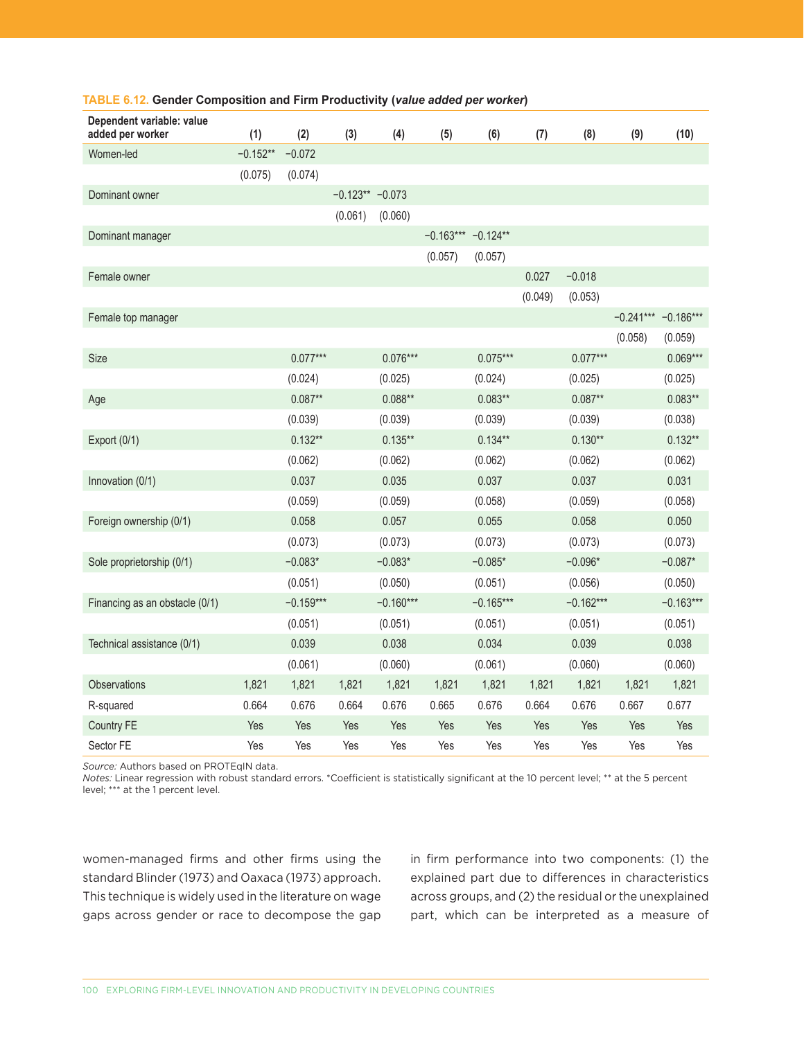**TABLE 6.12.** **Gender Composition and Firm Productivity (*value added per worker*)**

| Dependent variable: value added per worker | (1) | (2) | (3) | (4) | (5) | (6) | (7) | (8) | (9) | (10) |
|---|---|---|---|---|---|---|---|---|---|---|
| Women-led | −0.152** | −0.072 | | | | | | | | |
| | (0.075) | (0.074) | | | | | | | | |
| Dominant owner | | | −0.123** | −0.073 | | | | | | |
| | | | (0.061) | (0.060) | | | | | | |
| Dominant manager | | | | | −0.163*** | −0.124** | | | | |
| | | | | | (0.057) | (0.057) | | | | |
| Female owner | | | | | | | 0.027 | −0.018 | | |
| | | | | | | | (0.049) | (0.053) | | |
| Female top manager | | | | | | | | | −0.241*** | −0.186*** |
| | | | | | | | | | (0.058) | (0.059) |
| Size | | 0.077*** | | 0.076*** | | 0.075*** | | 0.077*** | | 0.069*** |
| | | (0.024) | | (0.025) | | (0.024) | | (0.025) | | (0.025) |
| Age | | 0.087** | | 0.088** | | 0.083** | | 0.087** | | 0.083** |
| | | (0.039) | | (0.039) | | (0.039) | | (0.039) | | (0.038) |
| Export (0/1) | | 0.132** | | 0.135** | | 0.134** | | 0.130** | | 0.132** |
| | | (0.062) | | (0.062) | | (0.062) | | (0.062) | | (0.062) |
| Innovation (0/1) | | 0.037 | | 0.035 | | 0.037 | | 0.037 | | 0.031 |
| | | (0.059) | | (0.059) | | (0.058) | | (0.059) | | (0.058) |
| Foreign ownership (0/1) | | 0.058 | | 0.057 | | 0.055 | | 0.058 | | 0.050 |
| | | (0.073) | | (0.073) | | (0.073) | | (0.073) | | (0.073) |
| Sole proprietorship (0/1) | | −0.083* | | −0.083* | | −0.085* | | −0.096* | | −0.087* |
| | | (0.051) | | (0.050) | | (0.051) | | (0.056) | | (0.050) |
| Financing as an obstacle (0/1) | | −0.159*** | | −0.160*** | | −0.165*** | | −0.162*** | | −0.163*** |
| | | (0.051) | | (0.051) | | (0.051) | | (0.051) | | (0.051) |
| Technical assistance (0/1) | | 0.039 | | 0.038 | | 0.034 | | 0.039 | | 0.038 |
| | | (0.061) | | (0.060) | | (0.061) | | (0.060) | | (0.060) |
| Observations | 1,821 | 1,821 | 1,821 | 1,821 | 1,821 | 1,821 | 1,821 | 1,821 | 1,821 | 1,821 |
| R-squared | 0.664 | 0.676 | 0.664 | 0.676 | 0.665 | 0.676 | 0.664 | 0.676 | 0.667 | 0.677 |
| Country FE | Yes | Yes | Yes | Yes | Yes | Yes | Yes | Yes | Yes | Yes |
| Sector FE | Yes | Yes | Yes | Yes | Yes | Yes | Yes | Yes | Yes | Yes |

*Source:* Authors based on PROTEqIN data.
*Notes:* Linear regression with robust standard errors. *Coefficient is statistically significant at the 10 percent level; ** at the 5 percent level; *** at the 1 percent level.

women-managed firms and other firms using the standard Blinder (1973) and Oaxaca (1973) approach. This technique is widely used in the literature on wage gaps across gender or race to decompose the gap in firm performance into two components: (1) the explained part due to differences in characteristics across groups, and (2) the residual or the unexplained part, which can be interpreted as a measure of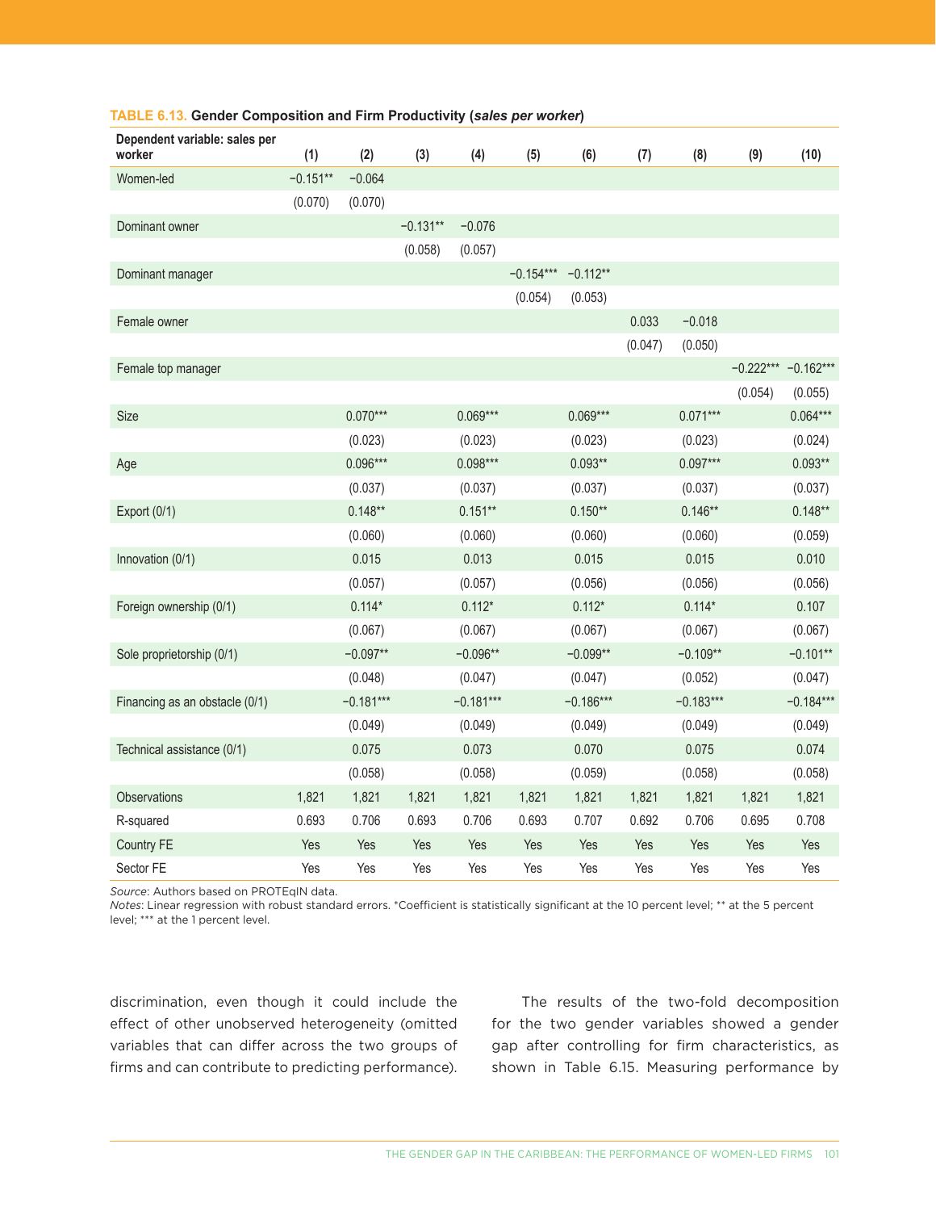**TABLE 6.13. Gender Composition and Firm Productivity (*sales per worker*)**

| Dependent variable: sales per worker | (1) | (2) | (3) | (4) | (5) | (6) | (7) | (8) | (9) | (10) |
|---|---|---|---|---|---|---|---|---|---|---|
| Women-led | −0.151** | −0.064 | | | | | | | | |
| | (0.070) | (0.070) | | | | | | | | |
| Dominant owner | | | −0.131** | −0.076 | | | | | | |
| | | | (0.058) | (0.057) | | | | | | |
| Dominant manager | | | | | −0.154*** | −0.112** | | | | |
| | | | | | (0.054) | (0.053) | | | | |
| Female owner | | | | | | | 0.033 | −0.018 | | |
| | | | | | | | (0.047) | (0.050) | | |
| Female top manager | | | | | | | | | −0.222*** | −0.162*** |
| | | | | | | | | | (0.054) | (0.055) |
| Size | | 0.070*** | | 0.069*** | | 0.069*** | | 0.071*** | | 0.064*** |
| | | (0.023) | | (0.023) | | (0.023) | | (0.023) | | (0.024) |
| Age | | 0.096*** | | 0.098*** | | 0.093** | | 0.097*** | | 0.093** |
| | | (0.037) | | (0.037) | | (0.037) | | (0.037) | | (0.037) |
| Export (0/1) | | 0.148** | | 0.151** | | 0.150** | | 0.146** | | 0.148** |
| | | (0.060) | | (0.060) | | (0.060) | | (0.060) | | (0.059) |
| Innovation (0/1) | | 0.015 | | 0.013 | | 0.015 | | 0.015 | | 0.010 |
| | | (0.057) | | (0.057) | | (0.056) | | (0.056) | | (0.056) |
| Foreign ownership (0/1) | | 0.114* | | 0.112* | | 0.112* | | 0.114* | | 0.107 |
| | | (0.067) | | (0.067) | | (0.067) | | (0.067) | | (0.067) |
| Sole proprietorship (0/1) | | −0.097** | | −0.096** | | −0.099** | | −0.109** | | −0.101** |
| | | (0.048) | | (0.047) | | (0.047) | | (0.052) | | (0.047) |
| Financing as an obstacle (0/1) | | −0.181*** | | −0.181*** | | −0.186*** | | −0.183*** | | −0.184*** |
| | | (0.049) | | (0.049) | | (0.049) | | (0.049) | | (0.049) |
| Technical assistance (0/1) | | 0.075 | | 0.073 | | 0.070 | | 0.075 | | 0.074 |
| | | (0.058) | | (0.058) | | (0.059) | | (0.058) | | (0.058) |
| Observations | 1,821 | 1,821 | 1,821 | 1,821 | 1,821 | 1,821 | 1,821 | 1,821 | 1,821 | 1,821 |
| R-squared | 0.693 | 0.706 | 0.693 | 0.706 | 0.693 | 0.707 | 0.692 | 0.706 | 0.695 | 0.708 |
| Country FE | Yes | Yes | Yes | Yes | Yes | Yes | Yes | Yes | Yes | Yes |
| Sector FE | Yes | Yes | Yes | Yes | Yes | Yes | Yes | Yes | Yes | Yes |

*Source*: Authors based on PROTEqIN data.
*Notes*: Linear regression with robust standard errors. *Coefficient is statistically significant at the 10 percent level; ** at the 5 percent level; *** at the 1 percent level.

discrimination, even though it could include the effect of other unobserved heterogeneity (omitted variables that can differ across the two groups of firms and can contribute to predicting performance).

The results of the two-fold decomposition for the two gender variables showed a gender gap after controlling for firm characteristics, as shown in Table 6.15. Measuring performance by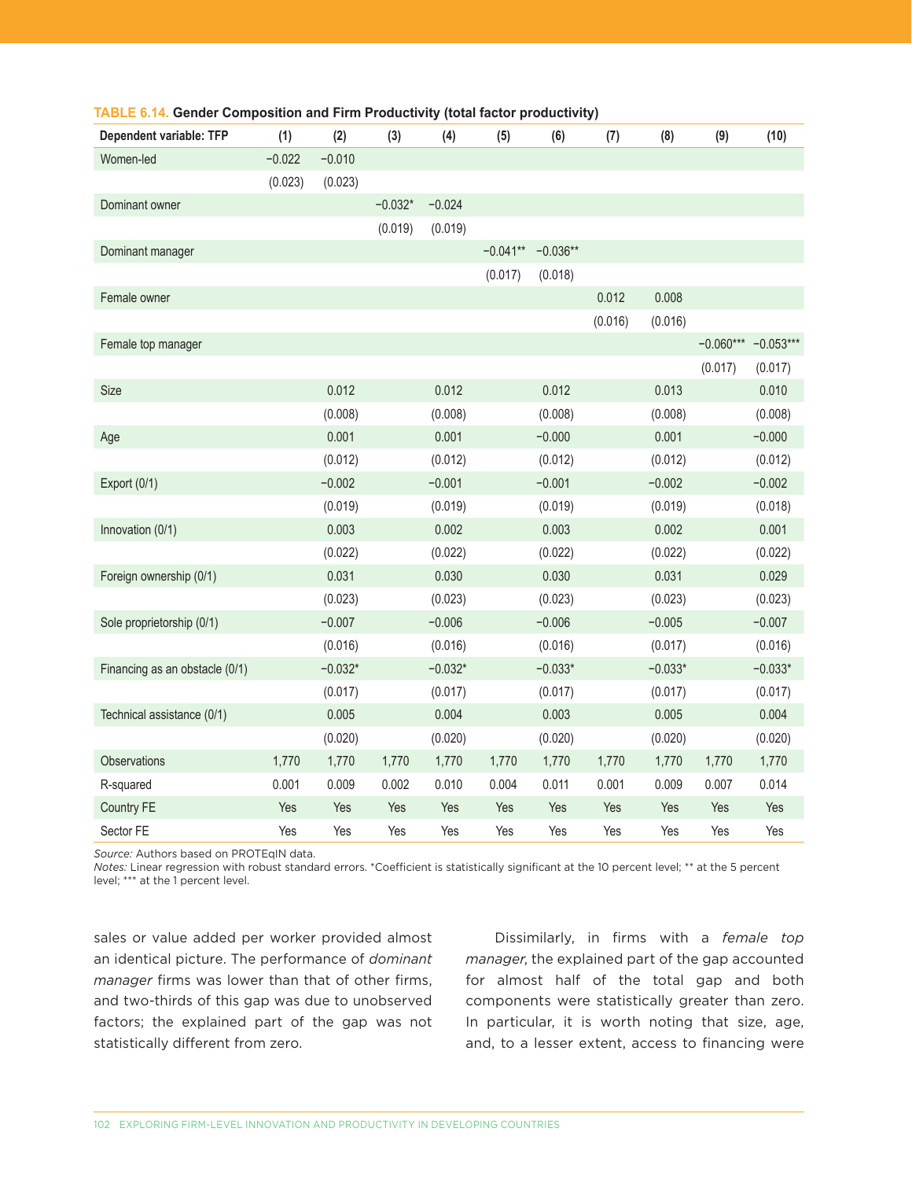**TABLE 6.14. Gender Composition and Firm Productivity (total factor productivity)**

| Dependent variable: TFP | (1) | (2) | (3) | (4) | (5) | (6) | (7) | (8) | (9) | (10) |
|---|---|---|---|---|---|---|---|---|---|---|
| Women-led | −0.022 | −0.010 | | | | | | | | |
| | (0.023) | (0.023) | | | | | | | | |
| Dominant owner | | | −0.032* | −0.024 | | | | | | |
| | | | (0.019) | (0.019) | | | | | | |
| Dominant manager | | | | | −0.041** | −0.036** | | | | |
| | | | | | (0.017) | (0.018) | | | | |
| Female owner | | | | | | | 0.012 | 0.008 | | |
| | | | | | | | (0.016) | (0.016) | | |
| Female top manager | | | | | | | | | −0.060*** | −0.053*** |
| | | | | | | | | | (0.017) | (0.017) |
| Size | | 0.012 | | 0.012 | | 0.012 | | 0.013 | | 0.010 |
| | | (0.008) | | (0.008) | | (0.008) | | (0.008) | | (0.008) |
| Age | | 0.001 | | 0.001 | | −0.000 | | 0.001 | | −0.000 |
| | | (0.012) | | (0.012) | | (0.012) | | (0.012) | | (0.012) |
| Export (0/1) | | −0.002 | | −0.001 | | −0.001 | | −0.002 | | −0.002 |
| | | (0.019) | | (0.019) | | (0.019) | | (0.019) | | (0.018) |
| Innovation (0/1) | | 0.003 | | 0.002 | | 0.003 | | 0.002 | | 0.001 |
| | | (0.022) | | (0.022) | | (0.022) | | (0.022) | | (0.022) |
| Foreign ownership (0/1) | | 0.031 | | 0.030 | | 0.030 | | 0.031 | | 0.029 |
| | | (0.023) | | (0.023) | | (0.023) | | (0.023) | | (0.023) |
| Sole proprietorship (0/1) | | −0.007 | | −0.006 | | −0.006 | | −0.005 | | −0.007 |
| | | (0.016) | | (0.016) | | (0.016) | | (0.017) | | (0.016) |
| Financing as an obstacle (0/1) | | −0.032* | | −0.032* | | −0.033* | | −0.033* | | −0.033* |
| | | (0.017) | | (0.017) | | (0.017) | | (0.017) | | (0.017) |
| Technical assistance (0/1) | | 0.005 | | 0.004 | | 0.003 | | 0.005 | | 0.004 |
| | | (0.020) | | (0.020) | | (0.020) | | (0.020) | | (0.020) |
| Observations | 1,770 | 1,770 | 1,770 | 1,770 | 1,770 | 1,770 | 1,770 | 1,770 | 1,770 | 1,770 |
| R-squared | 0.001 | 0.009 | 0.002 | 0.010 | 0.004 | 0.011 | 0.001 | 0.009 | 0.007 | 0.014 |
| Country FE | Yes | Yes | Yes | Yes | Yes | Yes | Yes | Yes | Yes | Yes |
| Sector FE | Yes | Yes | Yes | Yes | Yes | Yes | Yes | Yes | Yes | Yes |

*Source:* Authors based on PROTEqIN data.
*Notes:* Linear regression with robust standard errors. *Coefficient is statistically significant at the 10 percent level; ** at the 5 percent level; *** at the 1 percent level.

sales or value added per worker provided almost an identical picture. The performance of *dominant manager* firms was lower than that of other firms, and two-thirds of this gap was due to unobserved factors; the explained part of the gap was not statistically different from zero.

Dissimilarly, in firms with a *female top manager*, the explained part of the gap accounted for almost half of the total gap and both components were statistically greater than zero. In particular, it is worth noting that size, age, and, to a lesser extent, access to financing were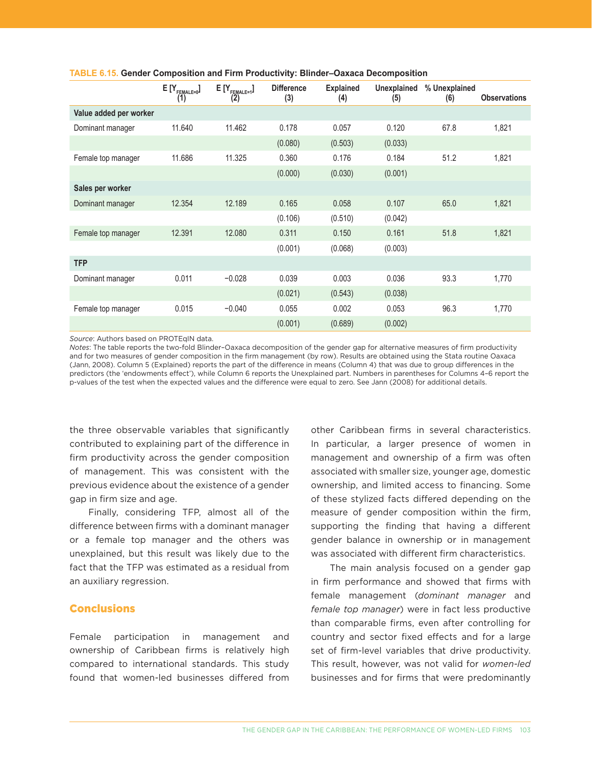**TABLE 6.15. Gender Composition and Firm Productivity: Blinder–Oaxaca Decomposition**

| | $E[Y_{FEMALE=0}]$ (1) | $E[Y_{FEMALE=1}]$ (2) | Difference (3) | Explained (4) | Unexplained (5) | % Unexplained (6) | Observations |
|---|---|---|---|---|---|---|---|
| **Value added per worker** | | | | | | | |
| Dominant manager | 11.640 | 11.462 | 0.178 | 0.057 | 0.120 | 67.8 | 1,821 |
| | | | (0.080) | (0.503) | (0.033) | | |
| Female top manager | 11.686 | 11.325 | 0.360 | 0.176 | 0.184 | 51.2 | 1,821 |
| | | | (0.000) | (0.030) | (0.001) | | |
| **Sales per worker** | | | | | | | |
| Dominant manager | 12.354 | 12.189 | 0.165 | 0.058 | 0.107 | 65.0 | 1,821 |
| | | | (0.106) | (0.510) | (0.042) | | |
| Female top manager | 12.391 | 12.080 | 0.311 | 0.150 | 0.161 | 51.8 | 1,821 |
| | | | (0.001) | (0.068) | (0.003) | | |
| **TFP** | | | | | | | |
| Dominant manager | 0.011 | −0.028 | 0.039 | 0.003 | 0.036 | 93.3 | 1,770 |
| | | | (0.021) | (0.543) | (0.038) | | |
| Female top manager | 0.015 | −0.040 | 0.055 | 0.002 | 0.053 | 96.3 | 1,770 |
| | | | (0.001) | (0.689) | (0.002) | | |

*Source*: Authors based on PROTEqIN data.
*Notes*: The table reports the two-fold Blinder–Oaxaca decomposition of the gender gap for alternative measures of firm productivity and for two measures of gender composition in the firm management (by row). Results are obtained using the Stata routine Oaxaca (Jann, 2008). Column 5 (Explained) reports the part of the difference in means (Column 4) that was due to group differences in the predictors (the 'endowments effect'), while Column 6 reports the Unexplained part. Numbers in parentheses for Columns 4–6 report the p-values of the test when the expected values and the difference were equal to zero. See Jann (2008) for additional details.

the three observable variables that significantly contributed to explaining part of the difference in firm productivity across the gender composition of management. This was consistent with the previous evidence about the existence of a gender gap in firm size and age.

Finally, considering TFP, almost all of the difference between firms with a dominant manager or a female top manager and the others was unexplained, but this result was likely due to the fact that the TFP was estimated as a residual from an auxiliary regression.

## Conclusions

Female participation in management and ownership of Caribbean firms is relatively high compared to international standards. This study found that women-led businesses differed from other Caribbean firms in several characteristics. In particular, a larger presence of women in management and ownership of a firm was often associated with smaller size, younger age, domestic ownership, and limited access to financing. Some of these stylized facts differed depending on the measure of gender composition within the firm, supporting the finding that having a different gender balance in ownership or in management was associated with different firm characteristics.

The main analysis focused on a gender gap in firm performance and showed that firms with female management (*dominant manager* and *female top manager*) were in fact less productive than comparable firms, even after controlling for country and sector fixed effects and for a large set of firm-level variables that drive productivity. This result, however, was not valid for *women-led* businesses and for firms that were predominantly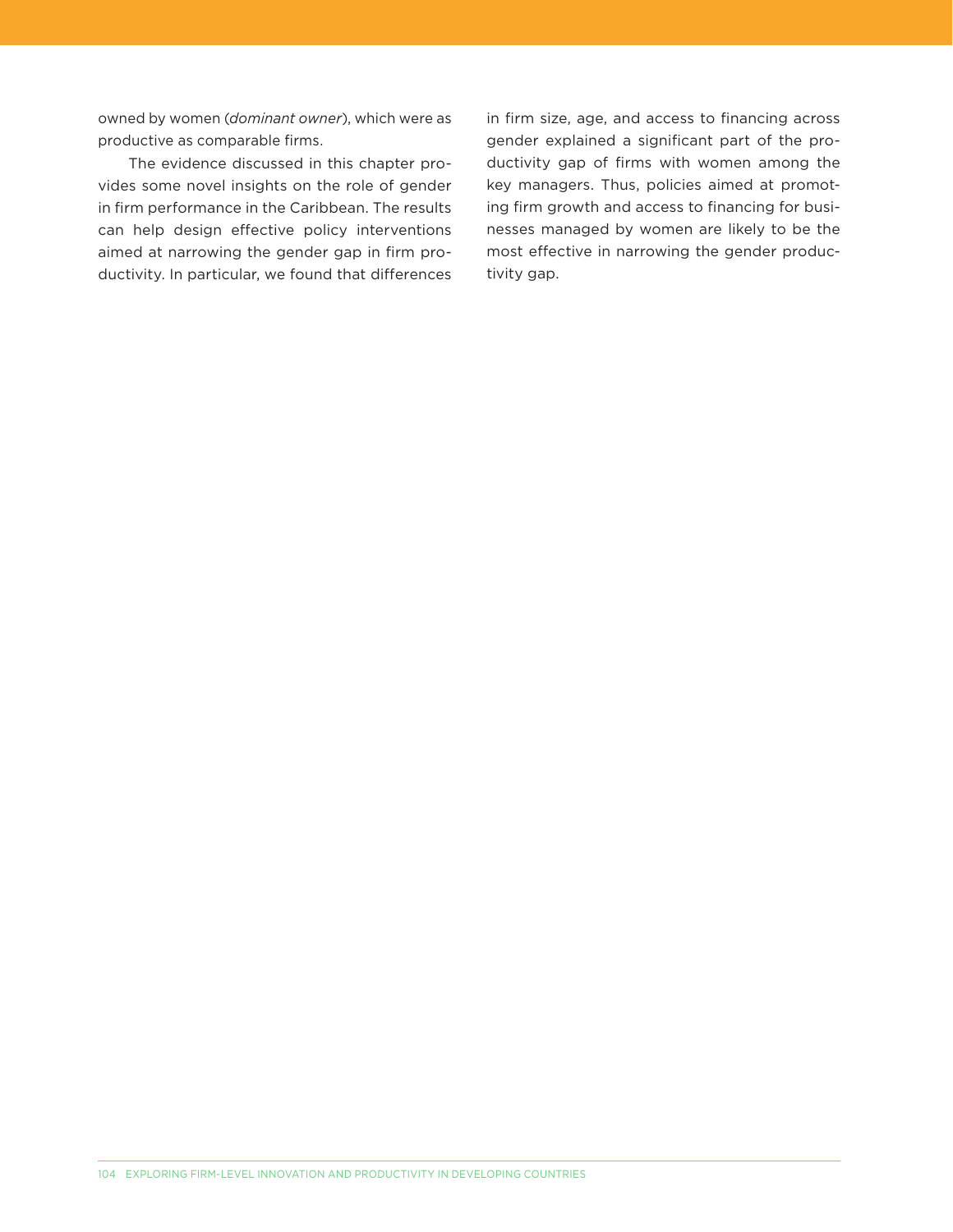owned by women (*dominant owner*), which were as productive as comparable firms.

The evidence discussed in this chapter provides some novel insights on the role of gender in firm performance in the Caribbean. The results can help design effective policy interventions aimed at narrowing the gender gap in firm productivity. In particular, we found that differences in firm size, age, and access to financing across gender explained a significant part of the productivity gap of firms with women among the key managers. Thus, policies aimed at promoting firm growth and access to financing for businesses managed by women are likely to be the most effective in narrowing the gender productivity gap.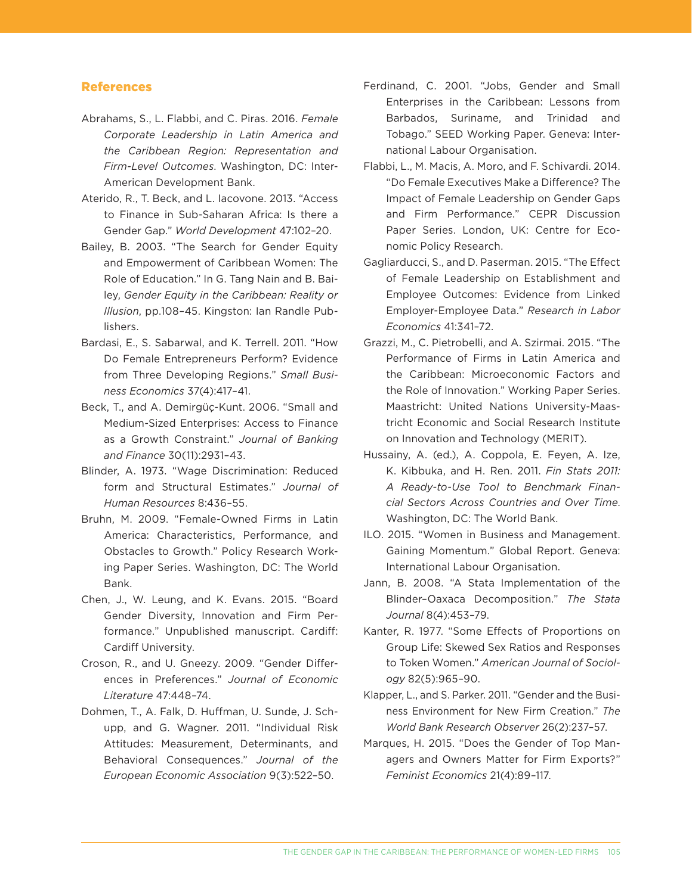## References

Abrahams, S., L. Flabbi, and C. Piras. 2016. *Female Corporate Leadership in Latin America and the Caribbean Region: Representation and Firm-Level Outcomes*. Washington, DC: Inter-American Development Bank.

Aterido, R., T. Beck, and L. Iacovone. 2013. "Access to Finance in Sub-Saharan Africa: Is there a Gender Gap." *World Development* 47:102–20.

Bailey, B. 2003. "The Search for Gender Equity and Empowerment of Caribbean Women: The Role of Education." In G. Tang Nain and B. Bailey, *Gender Equity in the Caribbean: Reality or Illusion*, pp.108–45. Kingston: Ian Randle Publishers.

Bardasi, E., S. Sabarwal, and K. Terrell. 2011. "How Do Female Entrepreneurs Perform? Evidence from Three Developing Regions." *Small Business Economics* 37(4):417–41.

Beck, T., and A. Demirgüç-Kunt. 2006. "Small and Medium-Sized Enterprises: Access to Finance as a Growth Constraint." *Journal of Banking and Finance* 30(11):2931–43.

Blinder, A. 1973. "Wage Discrimination: Reduced form and Structural Estimates." *Journal of Human Resources* 8:436–55.

Bruhn, M. 2009. "Female-Owned Firms in Latin America: Characteristics, Performance, and Obstacles to Growth." Policy Research Working Paper Series. Washington, DC: The World Bank.

Chen, J., W. Leung, and K. Evans. 2015. "Board Gender Diversity, Innovation and Firm Performance." Unpublished manuscript. Cardiff: Cardiff University.

Croson, R., and U. Gneezy. 2009. "Gender Differences in Preferences." *Journal of Economic Literature* 47:448–74.

Dohmen, T., A. Falk, D. Huffman, U. Sunde, J. Schupp, and G. Wagner. 2011. "Individual Risk Attitudes: Measurement, Determinants, and Behavioral Consequences." *Journal of the European Economic Association* 9(3):522–50.

Ferdinand, C. 2001. "Jobs, Gender and Small Enterprises in the Caribbean: Lessons from Barbados, Suriname, and Trinidad and Tobago." SEED Working Paper. Geneva: International Labour Organisation.

Flabbi, L., M. Macis, A. Moro, and F. Schivardi. 2014. "Do Female Executives Make a Difference? The Impact of Female Leadership on Gender Gaps and Firm Performance." CEPR Discussion Paper Series. London, UK: Centre for Economic Policy Research.

Gagliarducci, S., and D. Paserman. 2015. "The Effect of Female Leadership on Establishment and Employee Outcomes: Evidence from Linked Employer-Employee Data." *Research in Labor Economics* 41:341–72.

Grazzi, M., C. Pietrobelli, and A. Szirmai. 2015. "The Performance of Firms in Latin America and the Caribbean: Microeconomic Factors and the Role of Innovation." Working Paper Series. Maastricht: United Nations University-Maastricht Economic and Social Research Institute on Innovation and Technology (MERIT).

Hussainy, A. (ed.), A. Coppola, E. Feyen, A. Ize, K. Kibbuka, and H. Ren. 2011. *Fin Stats 2011: A Ready-to-Use Tool to Benchmark Financial Sectors Across Countries and Over Time*. Washington, DC: The World Bank.

ILO. 2015. "Women in Business and Management. Gaining Momentum." Global Report. Geneva: International Labour Organisation.

Jann, B. 2008. "A Stata Implementation of the Blinder–Oaxaca Decomposition." *The Stata Journal* 8(4):453–79.

Kanter, R. 1977. "Some Effects of Proportions on Group Life: Skewed Sex Ratios and Responses to Token Women." *American Journal of Sociology* 82(5):965–90.

Klapper, L., and S. Parker. 2011. "Gender and the Business Environment for New Firm Creation." *The World Bank Research Observer* 26(2):237–57.

Marques, H. 2015. "Does the Gender of Top Managers and Owners Matter for Firm Exports?" *Feminist Economics* 21(4):89–117.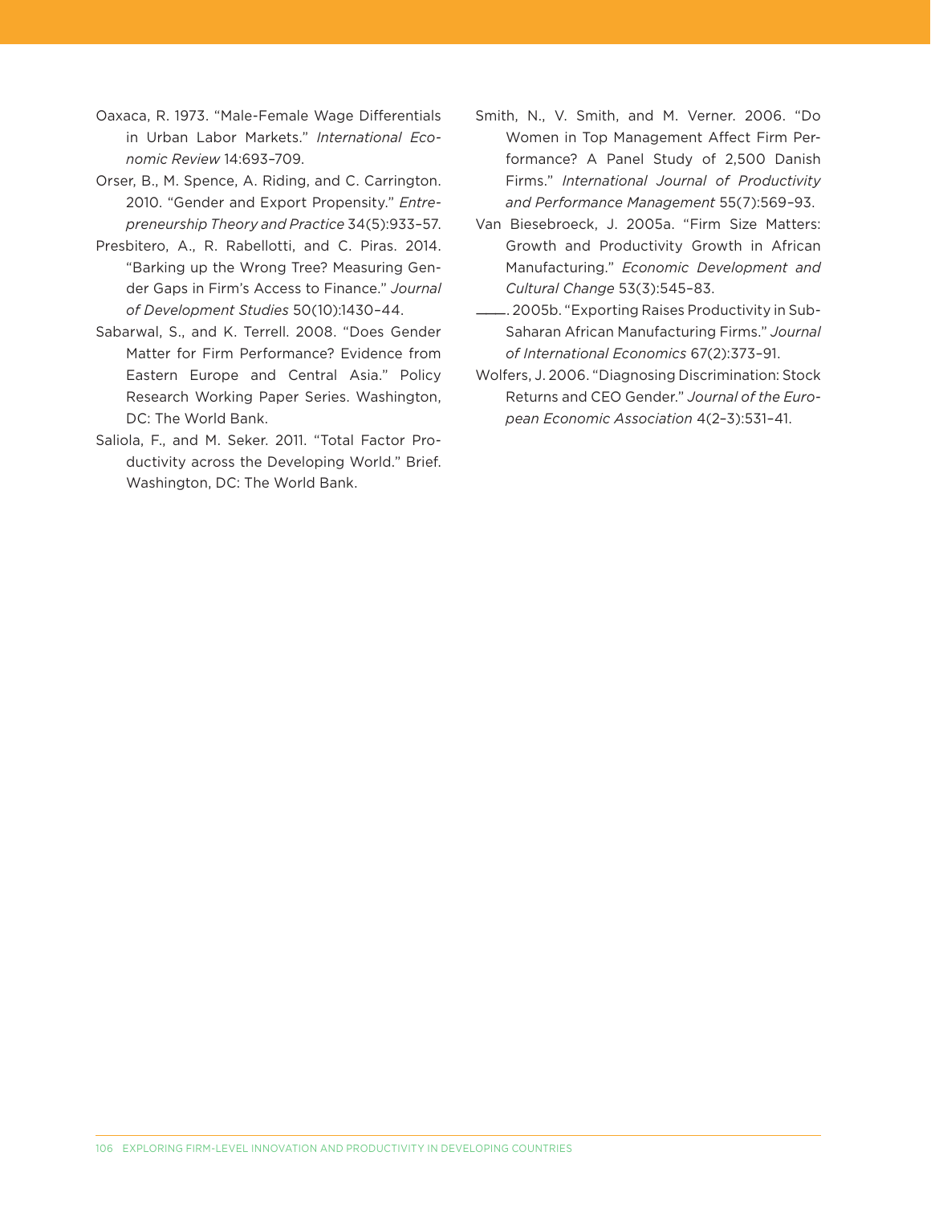Oaxaca, R. 1973. "Male-Female Wage Differentials in Urban Labor Markets." *International Economic Review* 14:693–709.

Orser, B., M. Spence, A. Riding, and C. Carrington. 2010. "Gender and Export Propensity." *Entrepreneurship Theory and Practice* 34(5):933–57.

Presbitero, A., R. Rabellotti, and C. Piras. 2014. "Barking up the Wrong Tree? Measuring Gender Gaps in Firm's Access to Finance." *Journal of Development Studies* 50(10):1430–44.

Sabarwal, S., and K. Terrell. 2008. "Does Gender Matter for Firm Performance? Evidence from Eastern Europe and Central Asia." Policy Research Working Paper Series. Washington, DC: The World Bank.

Saliola, F., and M. Seker. 2011. "Total Factor Productivity across the Developing World." Brief. Washington, DC: The World Bank.

Smith, N., V. Smith, and M. Verner. 2006. "Do Women in Top Management Affect Firm Performance? A Panel Study of 2,500 Danish Firms." *International Journal of Productivity and Performance Management* 55(7):569–93.

Van Biesebroeck, J. 2005a. "Firm Size Matters: Growth and Productivity Growth in African Manufacturing." *Economic Development and Cultural Change* 53(3):545–83.

———. 2005b. "Exporting Raises Productivity in Sub-Saharan African Manufacturing Firms." *Journal of International Economics* 67(2):373–91.

Wolfers, J. 2006. "Diagnosing Discrimination: Stock Returns and CEO Gender." *Journal of the European Economic Association* 4(2–3):531–41.